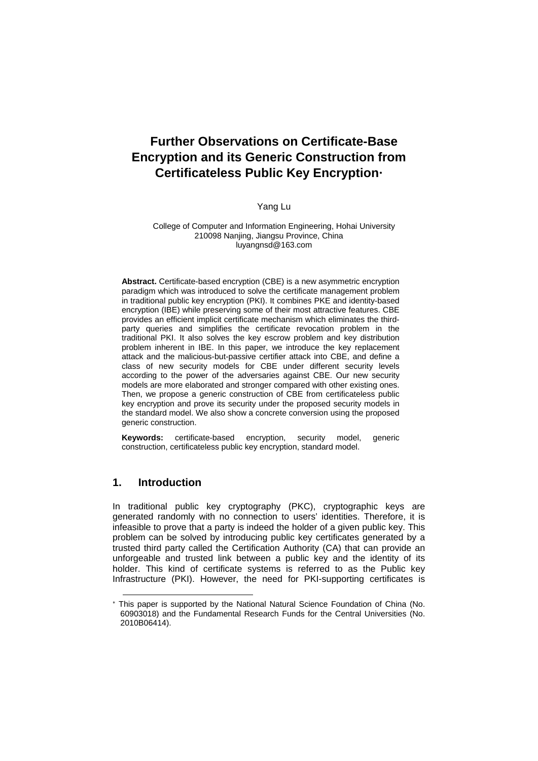# Further Observations on Certificate-Base Encryption and its Generic Construction from Certificateless Public Key Encryption*

Yang Lu

College of Computer and Information Engineering, Hohai University
210098 Nanjing, Jiangsu Province, China
luyangnsd@163.com

**Abstract.** Certificate-based encryption (CBE) is a new asymmetric encryption paradigm which was introduced to solve the certificate management problem in traditional public key encryption (PKI). It combines PKE and identity-based encryption (IBE) while preserving some of their most attractive features. CBE provides an efficient implicit certificate mechanism which eliminates the third-party queries and simplifies the certificate revocation problem in the traditional PKI. It also solves the key escrow problem and key distribution problem inherent in IBE. In this paper, we introduce the key replacement attack and the malicious-but-passive certifier attack into CBE, and define a class of new security models for CBE under different security levels according to the power of the adversaries against CBE. Our new security models are more elaborated and stronger compared with other existing ones. Then, we propose a generic construction of CBE from certificateless public key encryption and prove its security under the proposed security models in the standard model. We also show a concrete conversion using the proposed generic construction.

**Keywords:** certificate-based encryption, security model, generic construction, certificateless public key encryption, standard model.

## 1. Introduction

In traditional public key cryptography (PKC), cryptographic keys are generated randomly with no connection to users' identities. Therefore, it is infeasible to prove that a party is indeed the holder of a given public key. This problem can be solved by introducing public key certificates generated by a trusted third party called the Certification Authority (CA) that can provide an unforgeable and trusted link between a public key and the identity of its holder. This kind of certificate systems is referred to as the Public key Infrastructure (PKI). However, the need for PKI-supporting certificates is

* This paper is supported by the National Natural Science Foundation of China (No. 60903018) and the Fundamental Research Funds for the Central Universities (No. 2010B06414).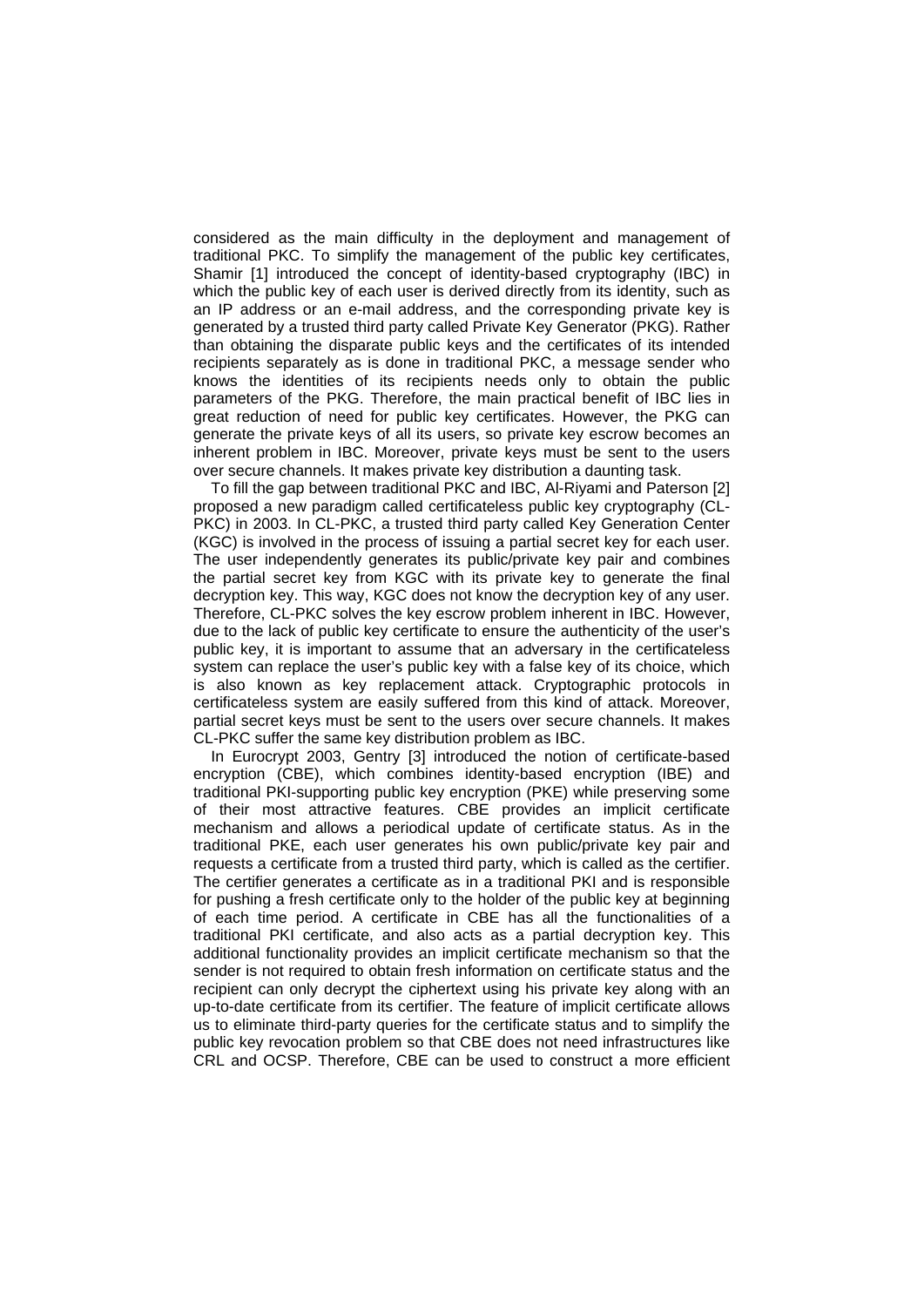considered as the main difficulty in the deployment and management of traditional PKC. To simplify the management of the public key certificates, Shamir [1] introduced the concept of identity-based cryptography (IBC) in which the public key of each user is derived directly from its identity, such as an IP address or an e-mail address, and the corresponding private key is generated by a trusted third party called Private Key Generator (PKG). Rather than obtaining the disparate public keys and the certificates of its intended recipients separately as is done in traditional PKC, a message sender who knows the identities of its recipients needs only to obtain the public parameters of the PKG. Therefore, the main practical benefit of IBC lies in great reduction of need for public key certificates. However, the PKG can generate the private keys of all its users, so private key escrow becomes an inherent problem in IBC. Moreover, private keys must be sent to the users over secure channels. It makes private key distribution a daunting task.

To fill the gap between traditional PKC and IBC, Al-Riyami and Paterson [2] proposed a new paradigm called certificateless public key cryptography (CL-PKC) in 2003. In CL-PKC, a trusted third party called Key Generation Center (KGC) is involved in the process of issuing a partial secret key for each user. The user independently generates its public/private key pair and combines the partial secret key from KGC with its private key to generate the final decryption key. This way, KGC does not know the decryption key of any user. Therefore, CL-PKC solves the key escrow problem inherent in IBC. However, due to the lack of public key certificate to ensure the authenticity of the user's public key, it is important to assume that an adversary in the certificateless system can replace the user's public key with a false key of its choice, which is also known as key replacement attack. Cryptographic protocols in certificateless system are easily suffered from this kind of attack. Moreover, partial secret keys must be sent to the users over secure channels. It makes CL-PKC suffer the same key distribution problem as IBC.

In Eurocrypt 2003, Gentry [3] introduced the notion of certificate-based encryption (CBE), which combines identity-based encryption (IBE) and traditional PKI-supporting public key encryption (PKE) while preserving some of their most attractive features. CBE provides an implicit certificate mechanism and allows a periodical update of certificate status. As in the traditional PKE, each user generates his own public/private key pair and requests a certificate from a trusted third party, which is called as the certifier. The certifier generates a certificate as in a traditional PKI and is responsible for pushing a fresh certificate only to the holder of the public key at beginning of each time period. A certificate in CBE has all the functionalities of a traditional PKI certificate, and also acts as a partial decryption key. This additional functionality provides an implicit certificate mechanism so that the sender is not required to obtain fresh information on certificate status and the recipient can only decrypt the ciphertext using his private key along with an up-to-date certificate from its certifier. The feature of implicit certificate allows us to eliminate third-party queries for the certificate status and to simplify the public key revocation problem so that CBE does not need infrastructures like CRL and OCSP. Therefore, CBE can be used to construct a more efficient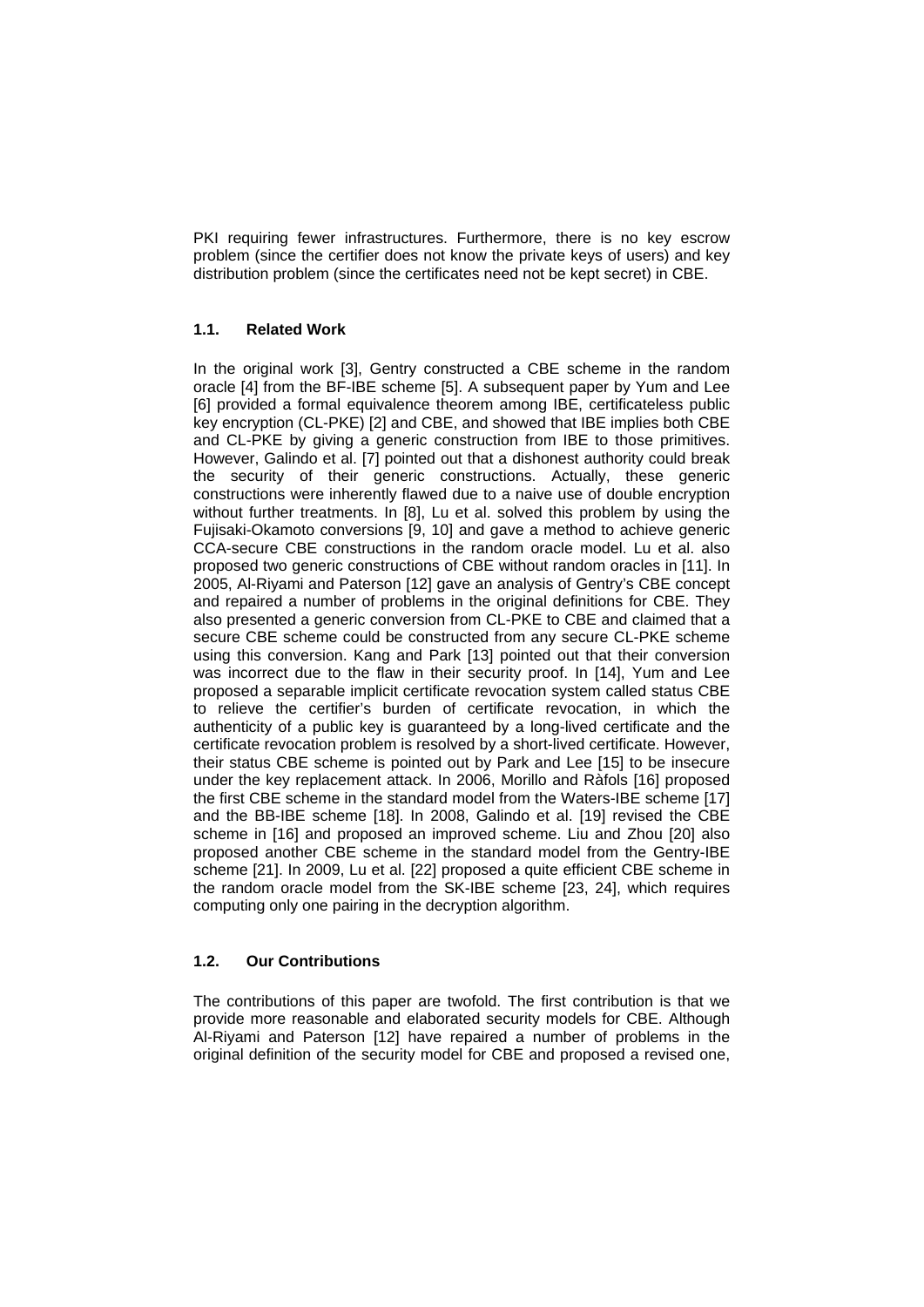PKI requiring fewer infrastructures. Furthermore, there is no key escrow problem (since the certifier does not know the private keys of users) and key distribution problem (since the certificates need not be kept secret) in CBE.

## 1.1. Related Work

In the original work [3], Gentry constructed a CBE scheme in the random oracle [4] from the BF-IBE scheme [5]. A subsequent paper by Yum and Lee [6] provided a formal equivalence theorem among IBE, certificateless public key encryption (CL-PKE) [2] and CBE, and showed that IBE implies both CBE and CL-PKE by giving a generic construction from IBE to those primitives. However, Galindo et al. [7] pointed out that a dishonest authority could break the security of their generic constructions. Actually, these generic constructions were inherently flawed due to a naive use of double encryption without further treatments. In [8], Lu et al. solved this problem by using the Fujisaki-Okamoto conversions [9, 10] and gave a method to achieve generic CCA-secure CBE constructions in the random oracle model. Lu et al. also proposed two generic constructions of CBE without random oracles in [11]. In 2005, Al-Riyami and Paterson [12] gave an analysis of Gentry's CBE concept and repaired a number of problems in the original definitions for CBE. They also presented a generic conversion from CL-PKE to CBE and claimed that a secure CBE scheme could be constructed from any secure CL-PKE scheme using this conversion. Kang and Park [13] pointed out that their conversion was incorrect due to the flaw in their security proof. In [14], Yum and Lee proposed a separable implicit certificate revocation system called status CBE to relieve the certifier's burden of certificate revocation, in which the authenticity of a public key is guaranteed by a long-lived certificate and the certificate revocation problem is resolved by a short-lived certificate. However, their status CBE scheme is pointed out by Park and Lee [15] to be insecure under the key replacement attack. In 2006, Morillo and Ràfols [16] proposed the first CBE scheme in the standard model from the Waters-IBE scheme [17] and the BB-IBE scheme [18]. In 2008, Galindo et al. [19] revised the CBE scheme in [16] and proposed an improved scheme. Liu and Zhou [20] also proposed another CBE scheme in the standard model from the Gentry-IBE scheme [21]. In 2009, Lu et al. [22] proposed a quite efficient CBE scheme in the random oracle model from the SK-IBE scheme [23, 24], which requires computing only one pairing in the decryption algorithm.

## 1.2. Our Contributions

The contributions of this paper are twofold. The first contribution is that we provide more reasonable and elaborated security models for CBE. Although Al-Riyami and Paterson [12] have repaired a number of problems in the original definition of the security model for CBE and proposed a revised one,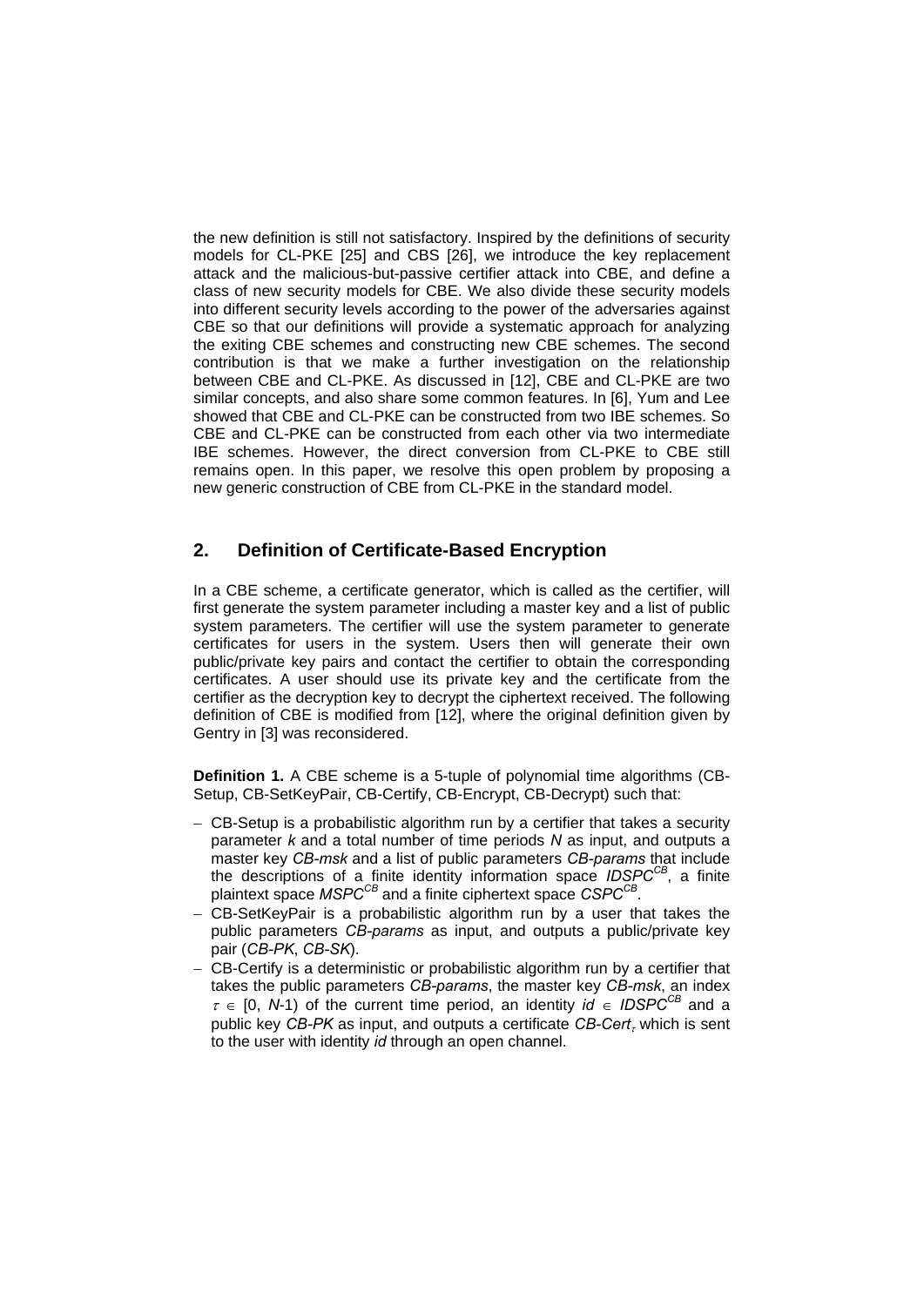the new definition is still not satisfactory. Inspired by the definitions of security models for CL-PKE [25] and CBS [26], we introduce the key replacement attack and the malicious-but-passive certifier attack into CBE, and define a class of new security models for CBE. We also divide these security models into different security levels according to the power of the adversaries against CBE so that our definitions will provide a systematic approach for analyzing the exiting CBE schemes and constructing new CBE schemes. The second contribution is that we make a further investigation on the relationship between CBE and CL-PKE. As discussed in [12], CBE and CL-PKE are two similar concepts, and also share some common features. In [6], Yum and Lee showed that CBE and CL-PKE can be constructed from two IBE schemes. So CBE and CL-PKE can be constructed from each other via two intermediate IBE schemes. However, the direct conversion from CL-PKE to CBE still remains open. In this paper, we resolve this open problem by proposing a new generic construction of CBE from CL-PKE in the standard model.

## 2. Definition of Certificate-Based Encryption

In a CBE scheme, a certificate generator, which is called as the certifier, will first generate the system parameter including a master key and a list of public system parameters. The certifier will use the system parameter to generate certificates for users in the system. Users then will generate their own public/private key pairs and contact the certifier to obtain the corresponding certificates. A user should use its private key and the certificate from the certifier as the decryption key to decrypt the ciphertext received. The following definition of CBE is modified from [12], where the original definition given by Gentry in [3] was reconsidered.

**Definition 1.** A CBE scheme is a 5-tuple of polynomial time algorithms (CB-Setup, CB-SetKeyPair, CB-Certify, CB-Encrypt, CB-Decrypt) such that:

- CB-Setup is a probabilistic algorithm run by a certifier that takes a security parameter $k$ and a total number of time periods $N$ as input, and outputs a master key *CB-msk* and a list of public parameters *CB-params* that include the descriptions of a finite identity information space $IDSPC^{CB}$, a finite plaintext space $MSPC^{CB}$ and a finite ciphertext space $CSPC^{CB}$.
- CB-SetKeyPair is a probabilistic algorithm run by a user that takes the public parameters *CB-params* as input, and outputs a public/private key pair (*CB-PK*, *CB-SK*).
- CB-Certify is a deterministic or probabilistic algorithm run by a certifier that takes the public parameters *CB-params*, the master key *CB-msk*, an index $\tau \in [0, N\text{-}1)$ of the current time period, an identity $id \in IDSPC^{CB}$ and a public key *CB-PK* as input, and outputs a certificate $CB\text{-}Cert_{\tau}$ which is sent to the user with identity *id* through an open channel.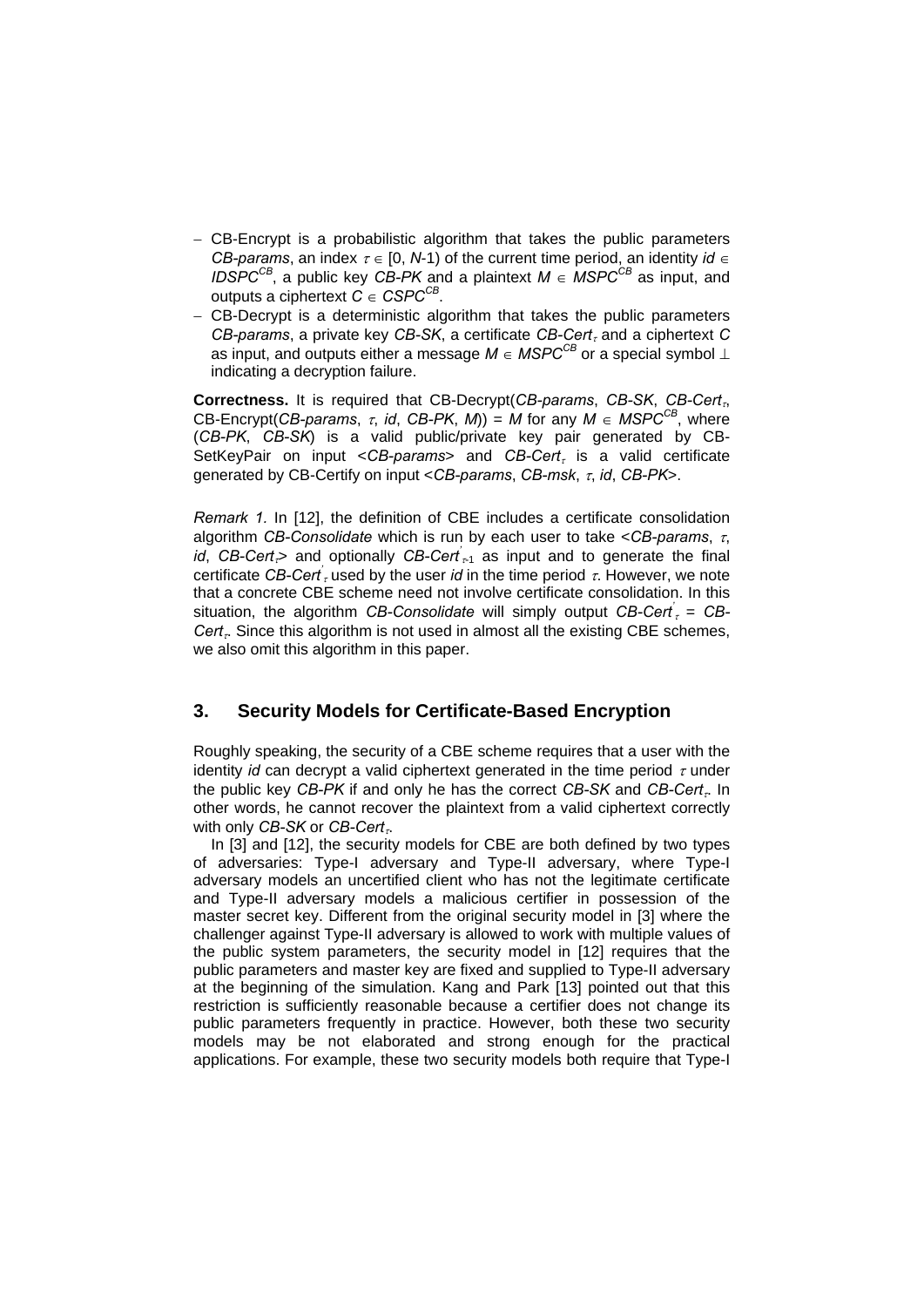- CB-Encrypt is a probabilistic algorithm that takes the public parameters *CB-params*, an index $\tau \in [0, N\text{-}1)$ of the current time period, an identity $id \in IDSPC^{CB}$, a public key *CB-PK* and a plaintext $M \in MSPC^{CB}$ as input, and outputs a ciphertext $C \in CSPC^{CB}$.
- CB-Decrypt is a deterministic algorithm that takes the public parameters *CB-params*, a private key *CB-SK*, a certificate $CB\text{-}Cert_\tau$ and a ciphertext $C$ as input, and outputs either a message $M \in MSPC^{CB}$ or a special symbol $\perp$ indicating a decryption failure.

**Correctness.** It is required that CB-Decrypt(*CB-params*, *CB-SK*, $CB\text{-}Cert_\tau$, CB-Encrypt(*CB-params*, $\tau$, *id*, *CB-PK*, *M*)) = *M* for any $M \in MSPC^{CB}$, where (*CB-PK*, *CB-SK*) is a valid public/private key pair generated by CB-SetKeyPair on input <*CB-params*> and $CB\text{-}Cert_\tau$ is a valid certificate generated by CB-Certify on input <*CB-params*, *CB-msk*, $\tau$, *id*, *CB-PK*>.

*Remark 1.* In [12], the definition of CBE includes a certificate consolidation algorithm *CB-Consolidate* which is run by each user to take <*CB-params*, $\tau$, *id*, $CB\text{-}Cert_\tau$> and optionally $CB\text{-}Cert'_{\tau\text{-}1}$ as input and to generate the final certificate $CB\text{-}Cert'_\tau$ used by the user *id* in the time period $\tau$. However, we note that a concrete CBE scheme need not involve certificate consolidation. In this situation, the algorithm *CB-Consolidate* will simply output $CB\text{-}Cert'_\tau = CB\text{-}Cert_\tau$. Since this algorithm is not used in almost all the existing CBE schemes, we also omit this algorithm in this paper.

## 3. Security Models for Certificate-Based Encryption

Roughly speaking, the security of a CBE scheme requires that a user with the identity *id* can decrypt a valid ciphertext generated in the time period $\tau$ under the public key *CB-PK* if and only he has the correct *CB-SK* and $CB\text{-}Cert_\tau$. In other words, he cannot recover the plaintext from a valid ciphertext correctly with only *CB-SK* or $CB\text{-}Cert_\tau$.

In [3] and [12], the security models for CBE are both defined by two types of adversaries: Type-I adversary and Type-II adversary, where Type-I adversary models an uncertified client who has not the legitimate certificate and Type-II adversary models a malicious certifier in possession of the master secret key. Different from the original security model in [3] where the challenger against Type-II adversary is allowed to work with multiple values of the public system parameters, the security model in [12] requires that the public parameters and master key are fixed and supplied to Type-II adversary at the beginning of the simulation. Kang and Park [13] pointed out that this restriction is sufficiently reasonable because a certifier does not change its public parameters frequently in practice. However, both these two security models may be not elaborated and strong enough for the practical applications. For example, these two security models both require that Type-I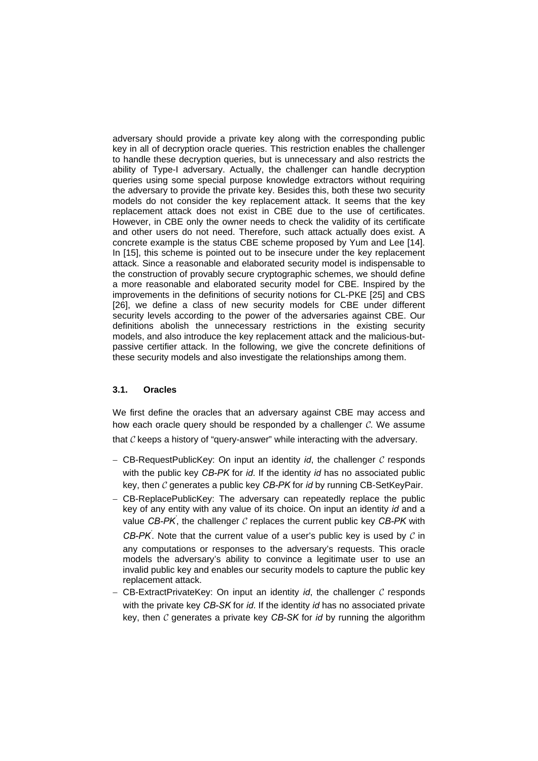adversary should provide a private key along with the corresponding public key in all of decryption oracle queries. This restriction enables the challenger to handle these decryption queries, but is unnecessary and also restricts the ability of Type-I adversary. Actually, the challenger can handle decryption queries using some special purpose knowledge extractors without requiring the adversary to provide the private key. Besides this, both these two security models do not consider the key replacement attack. It seems that the key replacement attack does not exist in CBE due to the use of certificates. However, in CBE only the owner needs to check the validity of its certificate and other users do not need. Therefore, such attack actually does exist. A concrete example is the status CBE scheme proposed by Yum and Lee [14]. In [15], this scheme is pointed out to be insecure under the key replacement attack. Since a reasonable and elaborated security model is indispensable to the construction of provably secure cryptographic schemes, we should define a more reasonable and elaborated security model for CBE. Inspired by the improvements in the definitions of security notions for CL-PKE [25] and CBS [26], we define a class of new security models for CBE under different security levels according to the power of the adversaries against CBE. Our definitions abolish the unnecessary restrictions in the existing security models, and also introduce the key replacement attack and the malicious-but-passive certifier attack. In the following, we give the concrete definitions of these security models and also investigate the relationships among them.

### 3.1. Oracles

We first define the oracles that an adversary against CBE may access and how each oracle query should be responded by a challenger $\mathcal{C}$. We assume that $\mathcal{C}$ keeps a history of "query-answer" while interacting with the adversary.

- CB-RequestPublicKey: On input an identity *id*, the challenger $\mathcal{C}$ responds with the public key *CB-PK* for *id*. If the identity *id* has no associated public key, then $\mathcal{C}$ generates a public key *CB-PK* for *id* by running CB-SetKeyPair.
- CB-ReplacePublicKey: The adversary can repeatedly replace the public key of any entity with any value of its choice. On input an identity *id* and a value $CB\text{-}PK'$, the challenger $\mathcal{C}$ replaces the current public key *CB-PK* with $CB\text{-}PK'$. Note that the current value of a user's public key is used by $\mathcal{C}$ in any computations or responses to the adversary's requests. This oracle models the adversary's ability to convince a legitimate user to use an invalid public key and enables our security models to capture the public key replacement attack.
- CB-ExtractPrivateKey: On input an identity *id*, the challenger $\mathcal{C}$ responds with the private key *CB-SK* for *id*. If the identity *id* has no associated private key, then $\mathcal{C}$ generates a private key *CB-SK* for *id* by running the algorithm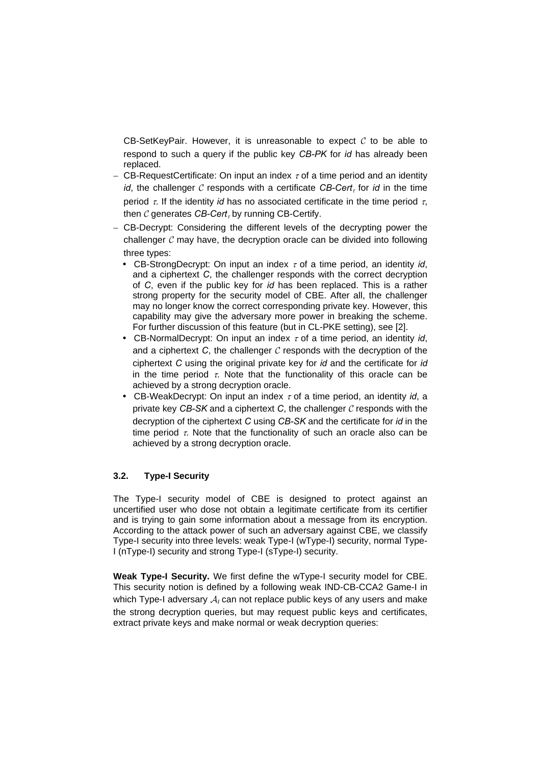CB-SetKeyPair. However, it is unreasonable to expect $\mathcal{C}$ to be able to respond to such a query if the public key *CB-PK* for *id* has already been replaced.

- CB-RequestCertificate: On input an index $\tau$ of a time period and an identity *id*, the challenger $\mathcal{C}$ responds with a certificate $CB\text{-}Cert_\tau$ for *id* in the time period $\tau$. If the identity *id* has no associated certificate in the time period $\tau$, then $\mathcal{C}$ generates $CB\text{-}Cert_\tau$ by running CB-Certify.
- CB-Decrypt: Considering the different levels of the decrypting power the challenger $\mathcal{C}$ may have, the decryption oracle can be divided into following three types:
  - CB-StrongDecrypt: On input an index $\tau$ of a time period, an identity *id*, and a ciphertext *C*, the challenger responds with the correct decryption of *C*, even if the public key for *id* has been replaced. This is a rather strong property for the security model of CBE. After all, the challenger may no longer know the correct corresponding private key. However, this capability may give the adversary more power in breaking the scheme. For further discussion of this feature (but in CL-PKE setting), see [2].
  - CB-NormalDecrypt: On input an index $\tau$ of a time period, an identity *id*, and a ciphertext *C*, the challenger $\mathcal{C}$ responds with the decryption of the ciphertext *C* using the original private key for *id* and the certificate for *id* in the time period $\tau$. Note that the functionality of this oracle can be achieved by a strong decryption oracle.
  - CB-WeakDecrypt: On input an index $\tau$ of a time period, an identity *id*, a private key *CB-SK* and a ciphertext *C*, the challenger $\mathcal{C}$ responds with the decryption of the ciphertext *C* using *CB-SK* and the certificate for *id* in the time period $\tau$. Note that the functionality of such an oracle also can be achieved by a strong decryption oracle.

### 3.2. Type-I Security

The Type-I security model of CBE is designed to protect against an uncertified user who dose not obtain a legitimate certificate from its certifier and is trying to gain some information about a message from its encryption. According to the attack power of such an adversary against CBE, we classify Type-I security into three levels: weak Type-I (wType-I) security, normal Type-I (nType-I) security and strong Type-I (sType-I) security.

**Weak Type-I Security.** We first define the wType-I security model for CBE. This security notion is defined by a following weak IND-CB-CCA2 Game-I in which Type-I adversary $\mathcal{A}_I$ can not replace public keys of any users and make the strong decryption queries, but may request public keys and certificates, extract private keys and make normal or weak decryption queries: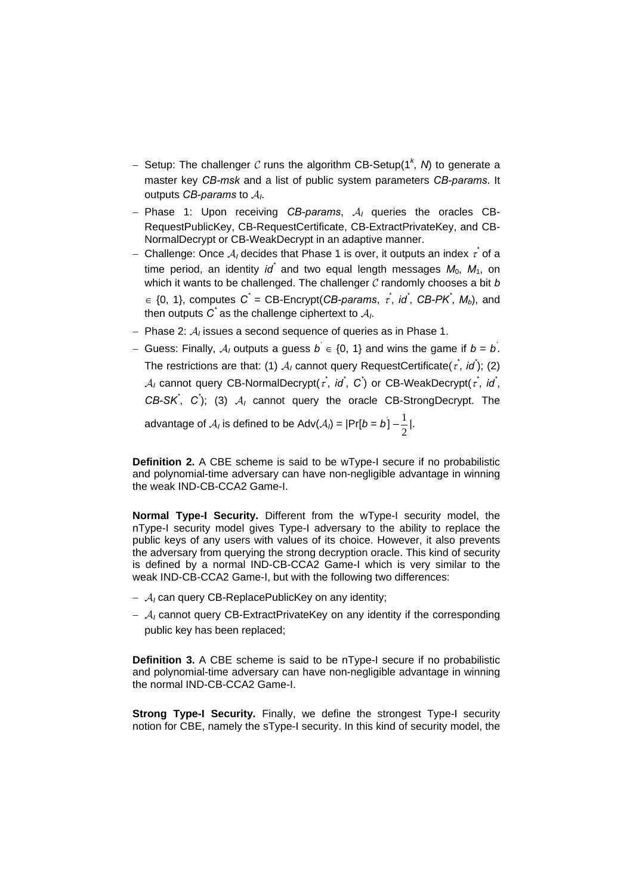- Setup: The challenger $\mathcal{C}$ runs the algorithm CB-Setup($1^k$, $N$) to generate a master key *CB-msk* and a list of public system parameters *CB-params*. It outputs *CB-params* to $\mathcal{A}_I$.
- Phase 1: Upon receiving *CB-params*, $\mathcal{A}_I$ queries the oracles CB-RequestPublicKey, CB-RequestCertificate, CB-ExtractPrivateKey, and CB-NormalDecrypt or CB-WeakDecrypt in an adaptive manner.
- Challenge: Once $\mathcal{A}_I$ decides that Phase 1 is over, it outputs an index $\tau^*$ of a time period, an identity $id^*$ and two equal length messages $M_0$, $M_1$, on which it wants to be challenged. The challenger $\mathcal{C}$ randomly chooses a bit $b \in \{0, 1\}$, computes $C^*$ = CB-Encrypt(*CB-params*, $\tau^*$, $id^*$, $CB\text{-}PK^*$, $M_b$), and then outputs $C^*$ as the challenge ciphertext to $\mathcal{A}_I$.
- Phase 2: $\mathcal{A}_I$ issues a second sequence of queries as in Phase 1.
- Guess: Finally, $\mathcal{A}_I$ outputs a guess $b' \in \{0, 1\}$ and wins the game if $b = b'$. The restrictions are that: (1) $\mathcal{A}_I$ cannot query RequestCertificate($\tau^*$, $id^*$); (2) $\mathcal{A}_I$ cannot query CB-NormalDecrypt($\tau^*$, $id^*$, $C^*$) or CB-WeakDecrypt($\tau^*$, $id^*$, $CB\text{-}SK^*$, $C^*$); (3) $\mathcal{A}_I$ cannot query the oracle CB-StrongDecrypt. The advantage of $\mathcal{A}_I$ is defined to be Adv($\mathcal{A}_I$) = $|\Pr[b = b'] - \frac{1}{2}|$.

**Definition 2.** A CBE scheme is said to be wType-I secure if no probabilistic and polynomial-time adversary can have non-negligible advantage in winning the weak IND-CB-CCA2 Game-I.

**Normal Type-I Security.** Different from the wType-I security model, the nType-I security model gives Type-I adversary to the ability to replace the public keys of any users with values of its choice. However, it also prevents the adversary from querying the strong decryption oracle. This kind of security is defined by a normal IND-CB-CCA2 Game-I which is very similar to the weak IND-CB-CCA2 Game-I, but with the following two differences:

- $\mathcal{A}_I$ can query CB-ReplacePublicKey on any identity;
- $\mathcal{A}_I$ cannot query CB-ExtractPrivateKey on any identity if the corresponding public key has been replaced;

**Definition 3.** A CBE scheme is said to be nType-I secure if no probabilistic and polynomial-time adversary can have non-negligible advantage in winning the normal IND-CB-CCA2 Game-I.

**Strong Type-I Security.** Finally, we define the strongest Type-I security notion for CBE, namely the sType-I security. In this kind of security model, the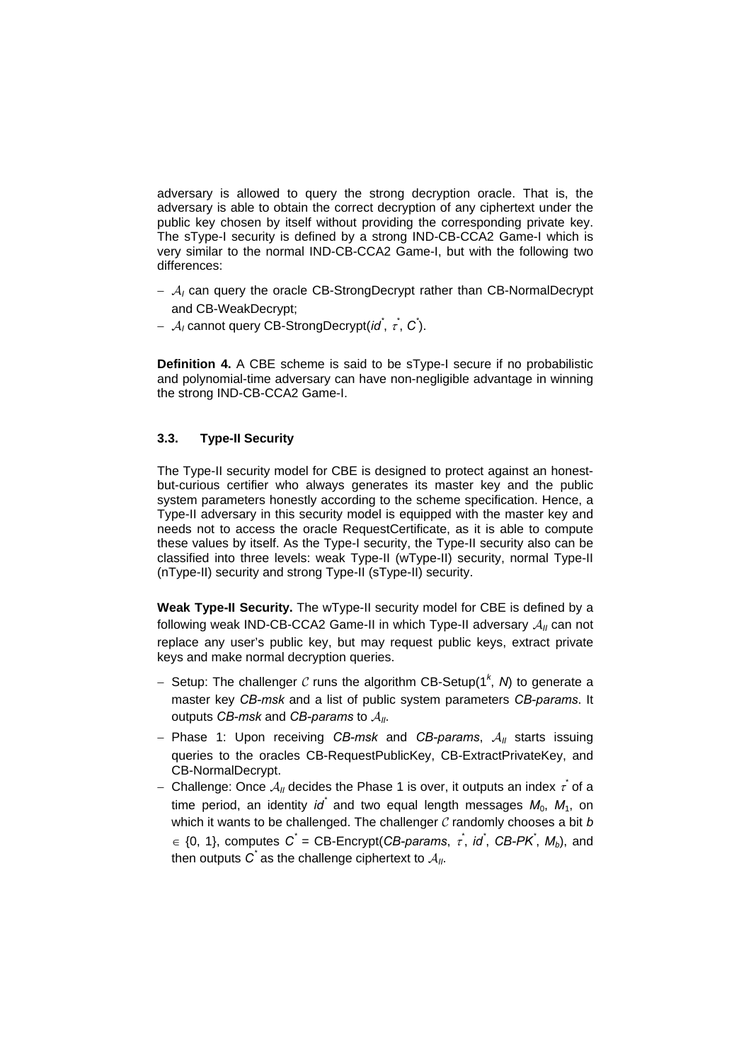adversary is allowed to query the strong decryption oracle. That is, the adversary is able to obtain the correct decryption of any ciphertext under the public key chosen by itself without providing the corresponding private key. The sType-I security is defined by a strong IND-CB-CCA2 Game-I which is very similar to the normal IND-CB-CCA2 Game-I, but with the following two differences:

- $\mathcal{A}_I$ can query the oracle CB-StrongDecrypt rather than CB-NormalDecrypt and CB-WeakDecrypt;
- $\mathcal{A}_I$ cannot query CB-StrongDecrypt($id^*$, $\tau^*$, $C^*$).

**Definition 4.** A CBE scheme is said to be sType-I secure if no probabilistic and polynomial-time adversary can have non-negligible advantage in winning the strong IND-CB-CCA2 Game-I.

### 3.3. Type-II Security

The Type-II security model for CBE is designed to protect against an honest-but-curious certifier who always generates its master key and the public system parameters honestly according to the scheme specification. Hence, a Type-II adversary in this security model is equipped with the master key and needs not to access the oracle RequestCertificate, as it is able to compute these values by itself. As the Type-I security, the Type-II security also can be classified into three levels: weak Type-II (wType-II) security, normal Type-II (nType-II) security and strong Type-II (sType-II) security.

**Weak Type-II Security.** The wType-II security model for CBE is defined by a following weak IND-CB-CCA2 Game-II in which Type-II adversary $\mathcal{A}_{II}$ can not replace any user's public key, but may request public keys, extract private keys and make normal decryption queries.

- Setup: The challenger $\mathcal{C}$ runs the algorithm CB-Setup($1^k$, $N$) to generate a master key *CB-msk* and a list of public system parameters *CB-params*. It outputs *CB-msk* and *CB-params* to $\mathcal{A}_{II}$.
- Phase 1: Upon receiving *CB-msk* and *CB-params*, $\mathcal{A}_{II}$ starts issuing queries to the oracles CB-RequestPublicKey, CB-ExtractPrivateKey, and CB-NormalDecrypt.
- Challenge: Once $\mathcal{A}_{II}$ decides the Phase 1 is over, it outputs an index $\tau^*$ of a time period, an identity $id^*$ and two equal length messages $M_0$, $M_1$, on which it wants to be challenged. The challenger $\mathcal{C}$ randomly chooses a bit $b \in \{0, 1\}$, computes $C^*$ = CB-Encrypt(*CB-params*, $\tau^*$, $id^*$, *CB-PK*$^*$, $M_b$), and then outputs $C^*$ as the challenge ciphertext to $\mathcal{A}_{II}$.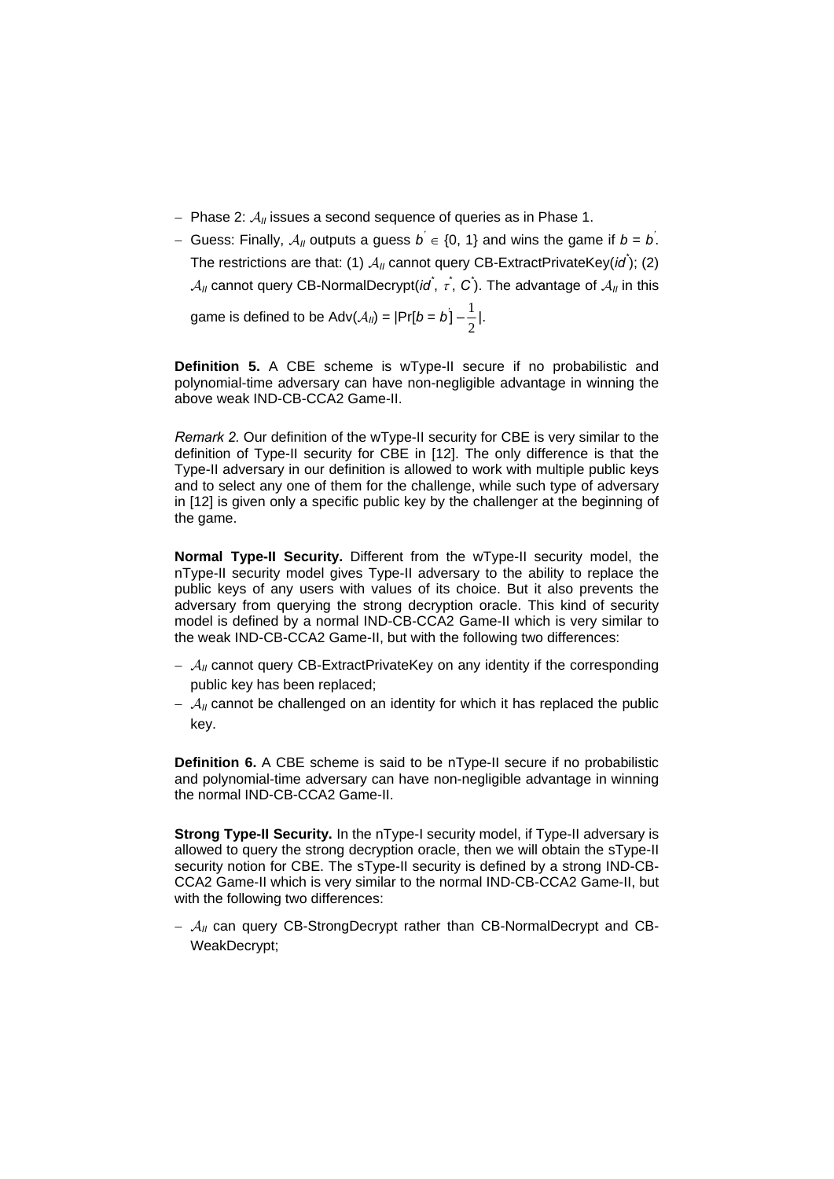- Phase 2: $\mathcal{A}_{II}$ issues a second sequence of queries as in Phase 1.
- Guess: Finally, $\mathcal{A}_{II}$ outputs a guess $b' \in \{0, 1\}$ and wins the game if $b = b'$. The restrictions are that: (1) $\mathcal{A}_{II}$ cannot query CB-ExtractPrivateKey($id^*$); (2) $\mathcal{A}_{II}$ cannot query CB-NormalDecrypt($id^*$, $\tau^*$, $C^*$). The advantage of $\mathcal{A}_{II}$ in this game is defined to be Adv($\mathcal{A}_{II}$) = $|\Pr[b = b'] - \frac{1}{2}|$.

**Definition 5.** A CBE scheme is wType-II secure if no probabilistic and polynomial-time adversary can have non-negligible advantage in winning the above weak IND-CB-CCA2 Game-II.

*Remark 2.* Our definition of the wType-II security for CBE is very similar to the definition of Type-II security for CBE in [12]. The only difference is that the Type-II adversary in our definition is allowed to work with multiple public keys and to select any one of them for the challenge, while such type of adversary in [12] is given only a specific public key by the challenger at the beginning of the game.

**Normal Type-II Security.** Different from the wType-II security model, the nType-II security model gives Type-II adversary to the ability to replace the public keys of any users with values of its choice. But it also prevents the adversary from querying the strong decryption oracle. This kind of security model is defined by a normal IND-CB-CCA2 Game-II which is very similar to the weak IND-CB-CCA2 Game-II, but with the following two differences:

- $\mathcal{A}_{II}$ cannot query CB-ExtractPrivateKey on any identity if the corresponding public key has been replaced;
- $\mathcal{A}_{II}$ cannot be challenged on an identity for which it has replaced the public key.

**Definition 6.** A CBE scheme is said to be nType-II secure if no probabilistic and polynomial-time adversary can have non-negligible advantage in winning the normal IND-CB-CCA2 Game-II.

**Strong Type-II Security.** In the nType-I security model, if Type-II adversary is allowed to query the strong decryption oracle, then we will obtain the sType-II security notion for CBE. The sType-II security is defined by a strong IND-CB-CCA2 Game-II which is very similar to the normal IND-CB-CCA2 Game-II, but with the following two differences:

- $\mathcal{A}_{II}$ can query CB-StrongDecrypt rather than CB-NormalDecrypt and CB-WeakDecrypt;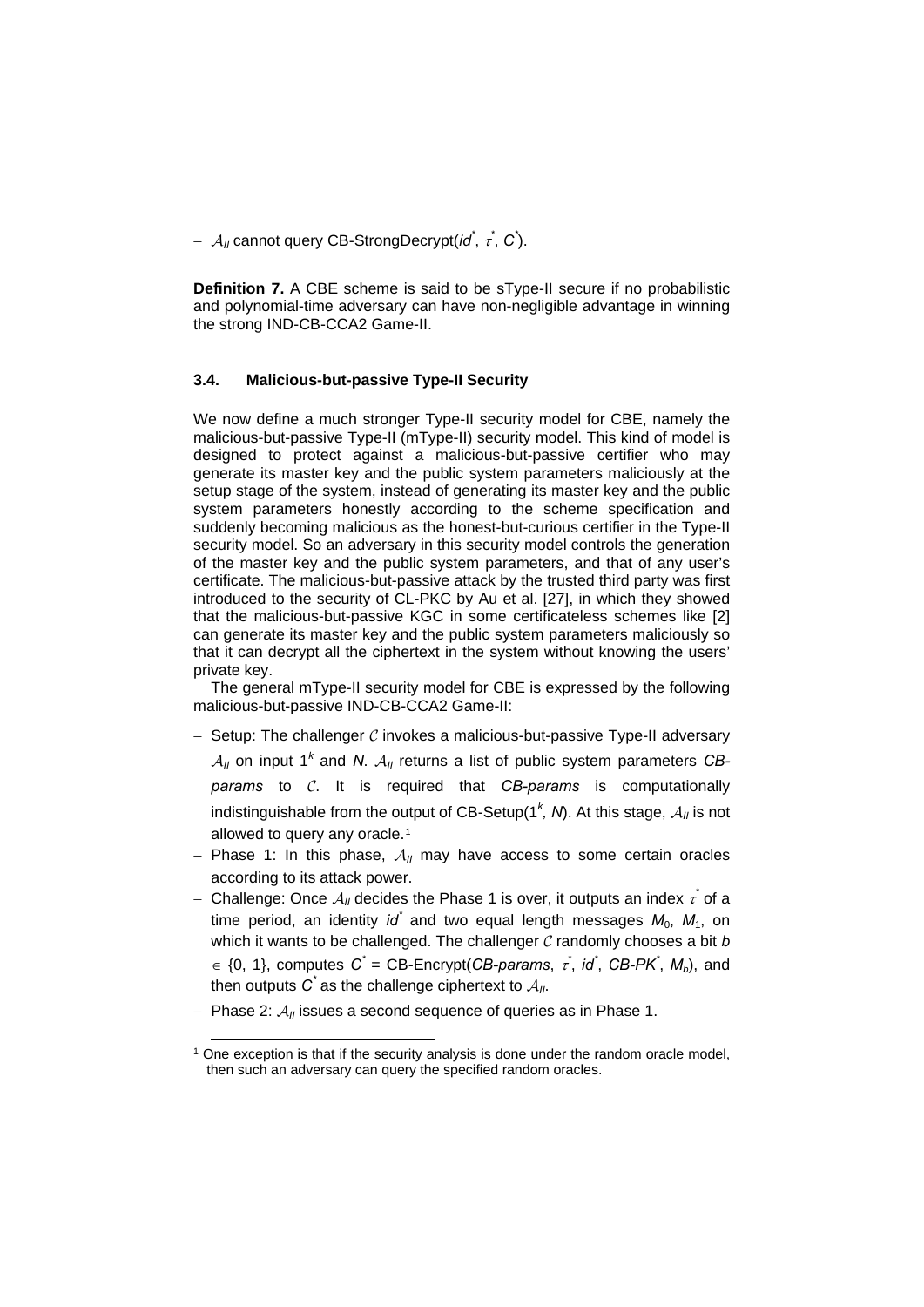- $\mathcal{A}_{II}$ cannot query CB-StrongDecrypt($id^*$, $\tau^*$, $C^*$).

**Definition 7.** A CBE scheme is said to be sType-II secure if no probabilistic and polynomial-time adversary can have non-negligible advantage in winning the strong IND-CB-CCA2 Game-II.

### 3.4. Malicious-but-passive Type-II Security

We now define a much stronger Type-II security model for CBE, namely the malicious-but-passive Type-II (mType-II) security model. This kind of model is designed to protect against a malicious-but-passive certifier who may generate its master key and the public system parameters maliciously at the setup stage of the system, instead of generating its master key and the public system parameters honestly according to the scheme specification and suddenly becoming malicious as the honest-but-curious certifier in the Type-II security model. So an adversary in this security model controls the generation of the master key and the public system parameters, and that of any user's certificate. The malicious-but-passive attack by the trusted third party was first introduced to the security of CL-PKC by Au et al. [27], in which they showed that the malicious-but-passive KGC in some certificateless schemes like [2] can generate its master key and the public system parameters maliciously so that it can decrypt all the ciphertext in the system without knowing the users' private key.

The general mType-II security model for CBE is expressed by the following malicious-but-passive IND-CB-CCA2 Game-II:

- Setup: The challenger $\mathcal{C}$ invokes a malicious-but-passive Type-II adversary $\mathcal{A}_{II}$ on input $1^k$ and $N$. $\mathcal{A}_{II}$ returns a list of public system parameters *CB-params* to $\mathcal{C}$. It is required that *CB-params* is computationally indistinguishable from the output of CB-Setup($1^k$, $N$). At this stage, $\mathcal{A}_{II}$ is not allowed to query any oracle.[1]
- Phase 1: In this phase, $\mathcal{A}_{II}$ may have access to some certain oracles according to its attack power.
- Challenge: Once $\mathcal{A}_{II}$ decides the Phase 1 is over, it outputs an index $\tau^*$ of a time period, an identity $id^*$ and two equal length messages $M_0$, $M_1$, on which it wants to be challenged. The challenger $\mathcal{C}$ randomly chooses a bit $b \in \{0, 1\}$, computes $C^*$ = CB-Encrypt(*CB-params*, $\tau^*$, $id^*$, $CB\text{-}PK^*$, $M_b$), and then outputs $C^*$ as the challenge ciphertext to $\mathcal{A}_{II}$.
- Phase 2: $\mathcal{A}_{II}$ issues a second sequence of queries as in Phase 1.

[1] One exception is that if the security analysis is done under the random oracle model, then such an adversary can query the specified random oracles.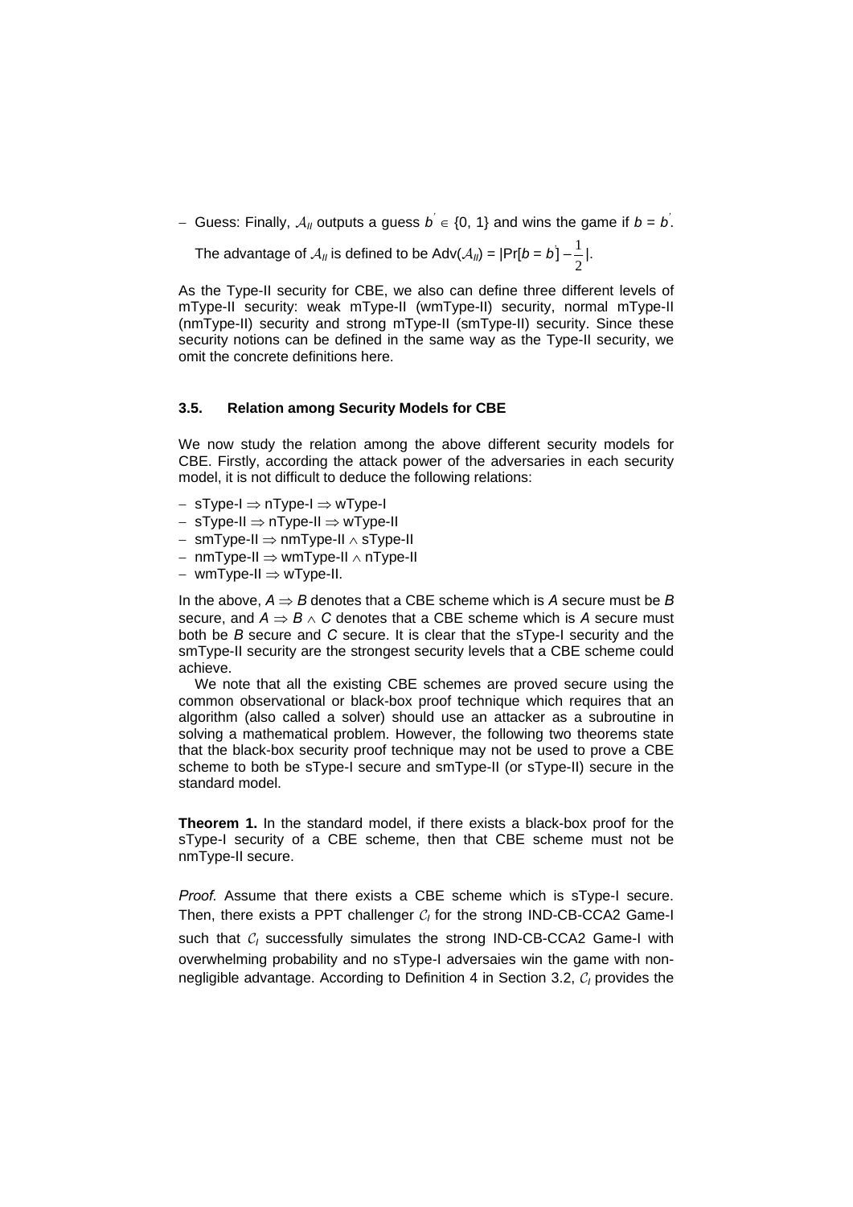- Guess: Finally, $\mathcal{A}_{II}$ outputs a guess $b' \in \{0, 1\}$ and wins the game if $b = b'$.

  The advantage of $\mathcal{A}_{II}$ is defined to be $\text{Adv}(\mathcal{A}_{II}) = |\Pr[b = b'] - \frac{1}{2}|$.

As the Type-II security for CBE, we also can define three different levels of mType-II security: weak mType-II (wmType-II) security, normal mType-II (nmType-II) security and strong mType-II (smType-II) security. Since these security notions can be defined in the same way as the Type-II security, we omit the concrete definitions here.

### 3.5. Relation among Security Models for CBE

We now study the relation among the above different security models for CBE. Firstly, according the attack power of the adversaries in each security model, it is not difficult to deduce the following relations:

- sType-I $\Rightarrow$ nType-I $\Rightarrow$ wType-I
- sType-II $\Rightarrow$ nType-II $\Rightarrow$ wType-II
- smType-II $\Rightarrow$ nmType-II $\wedge$ sType-II
- nmType-II $\Rightarrow$ wmType-II $\wedge$ nType-II
- wmType-II $\Rightarrow$ wType-II.

In the above, $A \Rightarrow B$ denotes that a CBE scheme which is $A$ secure must be $B$ secure, and $A \Rightarrow B \wedge C$ denotes that a CBE scheme which is $A$ secure must both be $B$ secure and $C$ secure. It is clear that the sType-I security and the smType-II security are the strongest security levels that a CBE scheme could achieve.

We note that all the existing CBE schemes are proved secure using the common observational or black-box proof technique which requires that an algorithm (also called a solver) should use an attacker as a subroutine in solving a mathematical problem. However, the following two theorems state that the black-box security proof technique may not be used to prove a CBE scheme to both be sType-I secure and smType-II (or sType-II) secure in the standard model.

**Theorem 1.** In the standard model, if there exists a black-box proof for the sType-I security of a CBE scheme, then that CBE scheme must not be nmType-II secure.

*Proof*. Assume that there exists a CBE scheme which is sType-I secure. Then, there exists a PPT challenger $\mathcal{C}_I$ for the strong IND-CB-CCA2 Game-I such that $\mathcal{C}_I$ successfully simulates the strong IND-CB-CCA2 Game-I with overwhelming probability and no sType-I adversaies win the game with non-negligible advantage. According to Definition 4 in Section 3.2, $\mathcal{C}_I$ provides the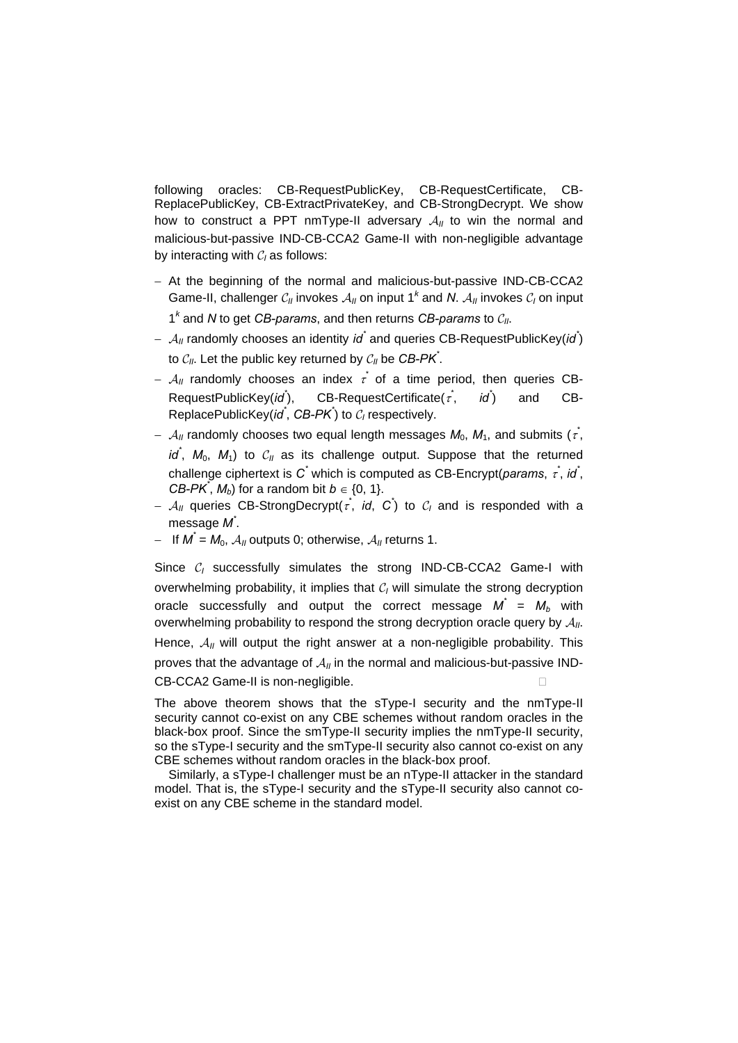following oracles: CB-RequestPublicKey, CB-RequestCertificate, CB-ReplacePublicKey, CB-ExtractPrivateKey, and CB-StrongDecrypt. We show how to construct a PPT nmType-II adversary $\mathcal{A}_{II}$ to win the normal and malicious-but-passive IND-CB-CCA2 Game-II with non-negligible advantage by interacting with $\mathcal{C}_I$ as follows:

- At the beginning of the normal and malicious-but-passive IND-CB-CCA2 Game-II, challenger $\mathcal{C}_{II}$ invokes $\mathcal{A}_{II}$ on input $1^k$ and $N$. $\mathcal{A}_{II}$ invokes $\mathcal{C}_I$ on input $1^k$ and $N$ to get *CB-params*, and then returns *CB-params* to $\mathcal{C}_{II}$.
- $\mathcal{A}_{II}$ randomly chooses an identity $id^*$ and queries CB-RequestPublicKey($id^*$) to $\mathcal{C}_{II}$. Let the public key returned by $\mathcal{C}_{II}$ be $CB\text{-}PK^*$.
- $\mathcal{A}_{II}$ randomly chooses an index $\tau^*$ of a time period, then queries CB-RequestPublicKey($id^*$), CB-RequestCertificate($\tau^*$, $id^*$) and CB-ReplacePublicKey($id^*$, $CB\text{-}PK^*$) to $\mathcal{C}_I$ respectively.
- $\mathcal{A}_{II}$ randomly chooses two equal length messages $M_0$, $M_1$, and submits ($\tau^*$, $id^*$, $M_0$, $M_1$) to $\mathcal{C}_{II}$ as its challenge output. Suppose that the returned challenge ciphertext is $C^*$ which is computed as CB-Encrypt(*params*, $\tau^*$, $id^*$, $CB\text{-}PK^*$, $M_b$) for a random bit $b \in \{0, 1\}$.
- $\mathcal{A}_{II}$ queries CB-StrongDecrypt($\tau^*$, $id$, $C^*$) to $\mathcal{C}_I$ and is responded with a message $M^*$.
- If $M^* = M_0$, $\mathcal{A}_{II}$ outputs 0; otherwise, $\mathcal{A}_{II}$ returns 1.

Since $\mathcal{C}_I$ successfully simulates the strong IND-CB-CCA2 Game-I with overwhelming probability, it implies that $\mathcal{C}_I$ will simulate the strong decryption oracle successfully and output the correct message $M^* = M_b$ with overwhelming probability to respond the strong decryption oracle query by $\mathcal{A}_{II}$. Hence, $\mathcal{A}_{II}$ will output the right answer at a non-negligible probability. This proves that the advantage of $\mathcal{A}_{II}$ in the normal and malicious-but-passive IND-CB-CCA2 Game-II is non-negligible. □

The above theorem shows that the sType-I security and the nmType-II security cannot co-exist on any CBE schemes without random oracles in the black-box proof. Since the smType-II security implies the nmType-II security, so the sType-I security and the smType-II security also cannot co-exist on any CBE schemes without random oracles in the black-box proof.

Similarly, a sType-I challenger must be an nType-II attacker in the standard model. That is, the sType-I security and the sType-II security also cannot co-exist on any CBE scheme in the standard model.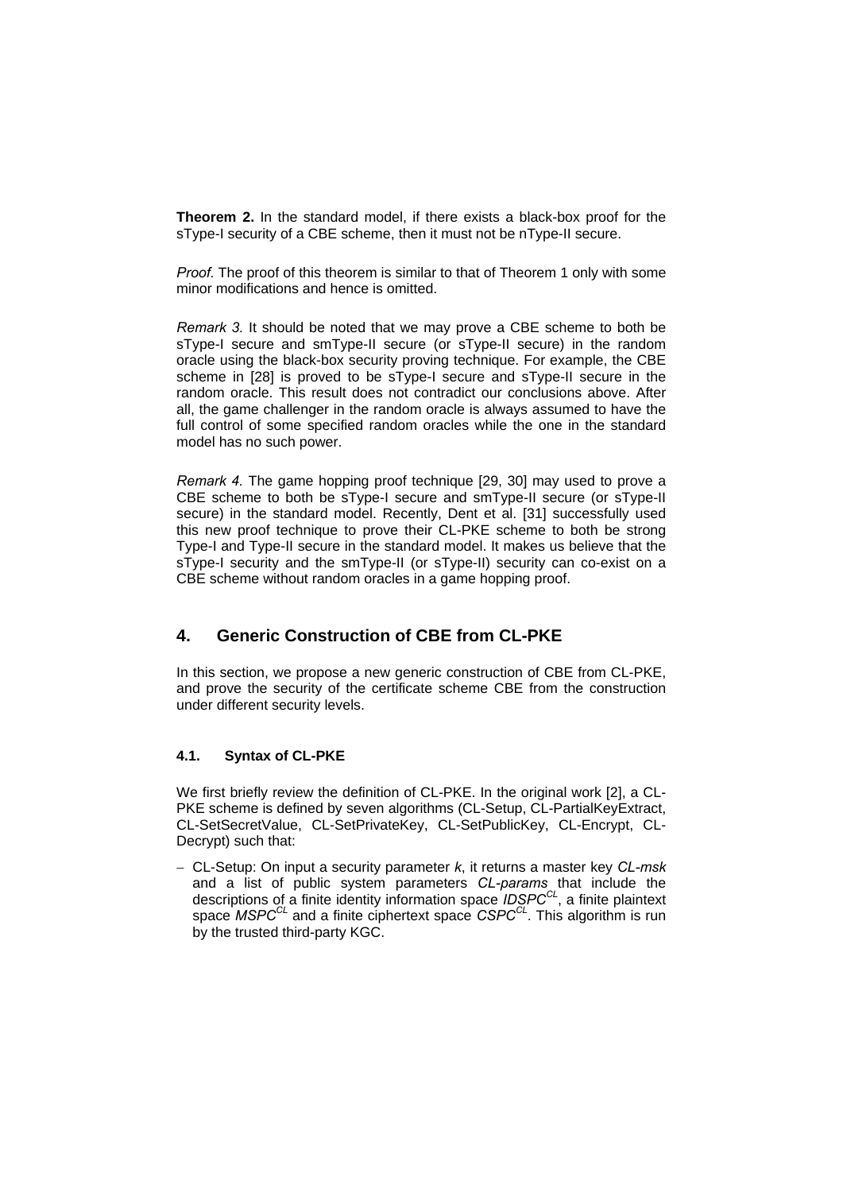**Theorem 2.** In the standard model, if there exists a black-box proof for the sType-I security of a CBE scheme, then it must not be nType-II secure.

*Proof.* The proof of this theorem is similar to that of Theorem 1 only with some minor modifications and hence is omitted.

*Remark 3.* It should be noted that we may prove a CBE scheme to both be sType-I secure and smType-II secure (or sType-II secure) in the random oracle using the black-box security proving technique. For example, the CBE scheme in [28] is proved to be sType-I secure and sType-II secure in the random oracle. This result does not contradict our conclusions above. After all, the game challenger in the random oracle is always assumed to have the full control of some specified random oracles while the one in the standard model has no such power.

*Remark 4.* The game hopping proof technique [29, 30] may used to prove a CBE scheme to both be sType-I secure and smType-II secure (or sType-II secure) in the standard model. Recently, Dent et al. [31] successfully used this new proof technique to prove their CL-PKE scheme to both be strong Type-I and Type-II secure in the standard model. It makes us believe that the sType-I security and the smType-II (or sType-II) security can co-exist on a CBE scheme without random oracles in a game hopping proof.

## 4. Generic Construction of CBE from CL-PKE

In this section, we propose a new generic construction of CBE from CL-PKE, and prove the security of the certificate scheme CBE from the construction under different security levels.

### 4.1. Syntax of CL-PKE

We first briefly review the definition of CL-PKE. In the original work [2], a CL-PKE scheme is defined by seven algorithms (CL-Setup, CL-PartialKeyExtract, CL-SetSecretValue, CL-SetPrivateKey, CL-SetPublicKey, CL-Encrypt, CL-Decrypt) such that:

- CL-Setup: On input a security parameter $k$, it returns a master key *CL-msk* and a list of public system parameters *CL-params* that include the descriptions of a finite identity information space $IDSPC^{CL}$, a finite plaintext space $MSPC^{CL}$ and a finite ciphertext space $CSPC^{CL}$. This algorithm is run by the trusted third-party KGC.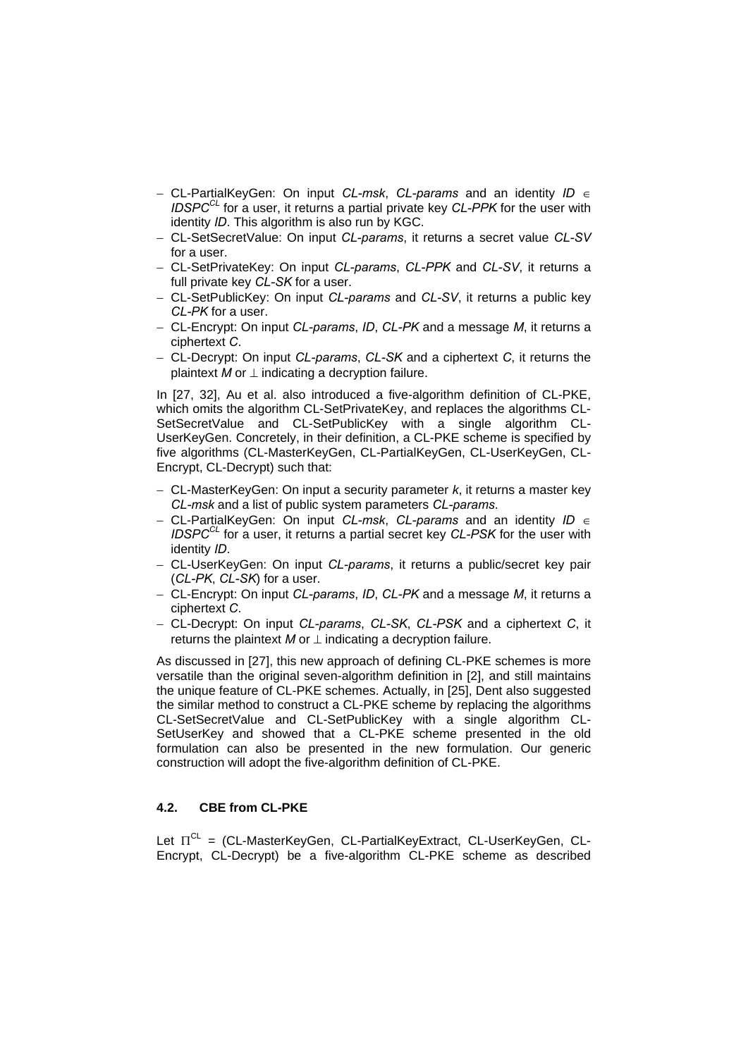- CL-PartialKeyGen: On input *CL-msk*, *CL-params* and an identity $ID \in IDSPC^{CL}$ for a user, it returns a partial private key *CL-PPK* for the user with identity *ID*. This algorithm is also run by KGC.
- CL-SetSecretValue: On input *CL-params*, it returns a secret value *CL-SV* for a user.
- CL-SetPrivateKey: On input *CL-params*, *CL-PPK* and *CL-SV*, it returns a full private key *CL-SK* for a user.
- CL-SetPublicKey: On input *CL-params* and *CL-SV*, it returns a public key *CL-PK* for a user.
- CL-Encrypt: On input *CL-params*, *ID*, *CL-PK* and a message *M*, it returns a ciphertext *C*.
- CL-Decrypt: On input *CL-params*, *CL-SK* and a ciphertext *C*, it returns the plaintext *M* or $\perp$ indicating a decryption failure.

In [27, 32], Au et al. also introduced a five-algorithm definition of CL-PKE, which omits the algorithm CL-SetPrivateKey, and replaces the algorithms CL-SetSecretValue and CL-SetPublicKey with a single algorithm CL-UserKeyGen. Concretely, in their definition, a CL-PKE scheme is specified by five algorithms (CL-MasterKeyGen, CL-PartialKeyGen, CL-UserKeyGen, CL-Encrypt, CL-Decrypt) such that:

- CL-MasterKeyGen: On input a security parameter *k*, it returns a master key *CL-msk* and a list of public system parameters *CL-params*.
- CL-PartialKeyGen: On input *CL-msk*, *CL-params* and an identity $ID \in IDSPC^{CL}$ for a user, it returns a partial secret key *CL-PSK* for the user with identity *ID*.
- CL-UserKeyGen: On input *CL-params*, it returns a public/secret key pair (*CL-PK*, *CL-SK*) for a user.
- CL-Encrypt: On input *CL-params*, *ID*, *CL-PK* and a message *M*, it returns a ciphertext *C*.
- CL-Decrypt: On input *CL-params*, *CL-SK*, *CL-PSK* and a ciphertext *C*, it returns the plaintext *M* or $\perp$ indicating a decryption failure.

As discussed in [27], this new approach of defining CL-PKE schemes is more versatile than the original seven-algorithm definition in [2], and still maintains the unique feature of CL-PKE schemes. Actually, in [25], Dent also suggested the similar method to construct a CL-PKE scheme by replacing the algorithms CL-SetSecretValue and CL-SetPublicKey with a single algorithm CL-SetUserKey and showed that a CL-PKE scheme presented in the old formulation can also be presented in the new formulation. Our generic construction will adopt the five-algorithm definition of CL-PKE.

### 4.2. CBE from CL-PKE

Let $\Pi^{CL}$ = (CL-MasterKeyGen, CL-PartialKeyExtract, CL-UserKeyGen, CL-Encrypt, CL-Decrypt) be a five-algorithm CL-PKE scheme as described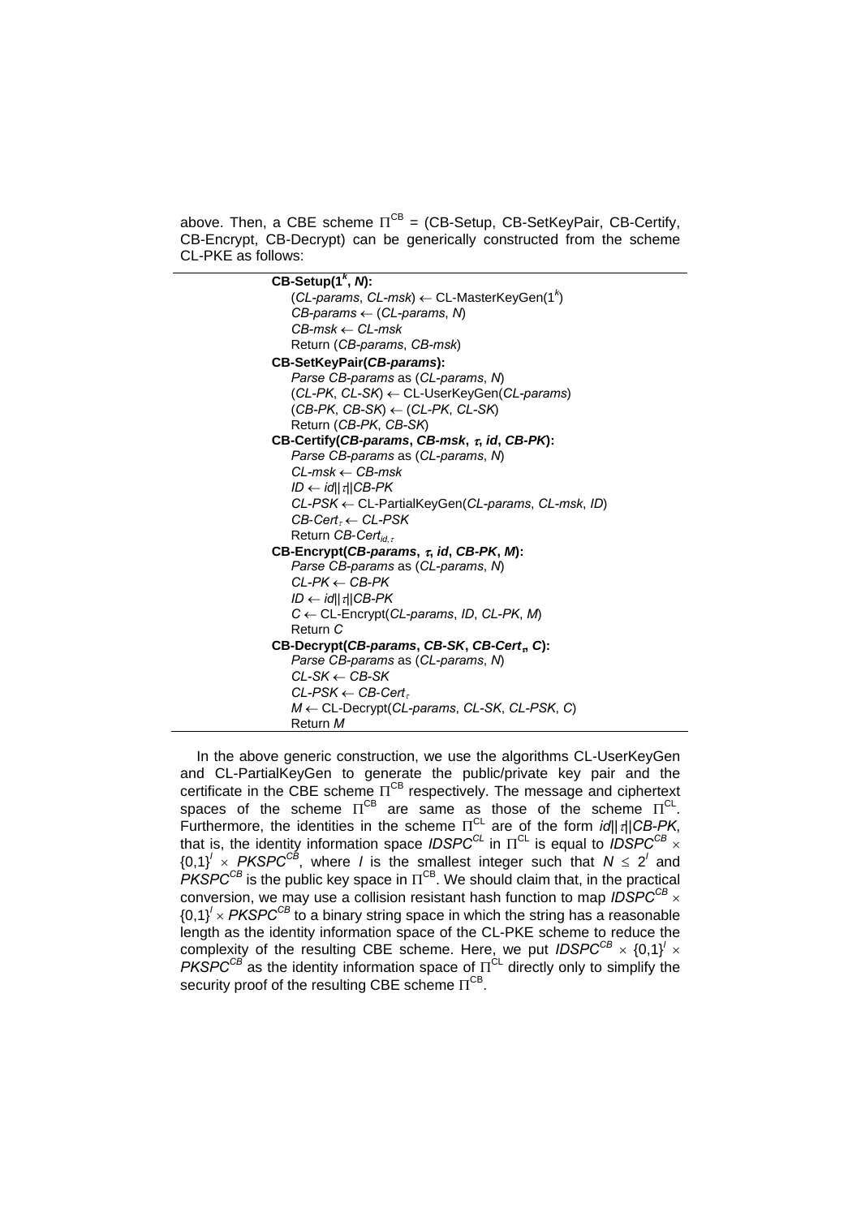above. Then, a CBE scheme $\Pi^{CB}$ = (CB-Setup, CB-SetKeyPair, CB-Certify, CB-Encrypt, CB-Decrypt) can be generically constructed from the scheme CL-PKE as follows:

---

**CB-Setup($1^k$, $N$):**
  ($CL$-$params$, $CL$-$msk$) $\leftarrow$ CL-MasterKeyGen($1^k$)
  $CB$-$params$ $\leftarrow$ ($CL$-$params$, $N$)
  $CB$-$msk$ $\leftarrow$ $CL$-$msk$
  Return ($CB$-$params$, $CB$-$msk$)

**CB-SetKeyPair(*CB-params*):**
  *Parse* $CB$-$params$ as ($CL$-$params$, $N$)
  ($CL$-$PK$, $CL$-$SK$) $\leftarrow$ CL-UserKeyGen($CL$-$params$)
  ($CB$-$PK$, $CB$-$SK$) $\leftarrow$ ($CL$-$PK$, $CL$-$SK$)
  Return ($CB$-$PK$, $CB$-$SK$)

**CB-Certify(*CB-params*, *CB-msk*, $\tau$, *id*, *CB-PK*):**
  *Parse* $CB$-$params$ as ($CL$-$params$, $N$)
  $CL$-$msk$ $\leftarrow$ $CB$-$msk$
  $ID \leftarrow id||\tau||CB$-$PK$
  $CL$-$PSK$ $\leftarrow$ CL-PartialKeyGen($CL$-$params$, $CL$-$msk$, $ID$)
  $CB$-$Cert_\tau \leftarrow CL$-$PSK$
  Return $CB$-$Cert_{id,\tau}$

**CB-Encrypt(*CB-params*, $\tau$, *id*, *CB-PK*, *M*):**
  *Parse* $CB$-$params$ as ($CL$-$params$, $N$)
  $CL$-$PK$ $\leftarrow$ $CB$-$PK$
  $ID \leftarrow id||\tau||CB$-$PK$
  $C \leftarrow$ CL-Encrypt($CL$-$params$, $ID$, $CL$-$PK$, $M$)
  Return $C$

**CB-Decrypt(*CB-params*, *CB-SK*, $CB$-$Cert_\tau$, *C*):**
  *Parse* $CB$-$params$ as ($CL$-$params$, $N$)
  $CL$-$SK$ $\leftarrow$ $CB$-$SK$
  $CL$-$PSK$ $\leftarrow$ $CB$-$Cert_\tau$
  $M \leftarrow$ CL-Decrypt($CL$-$params$, $CL$-$SK$, $CL$-$PSK$, $C$)
  Return $M$

---

In the above generic construction, we use the algorithms CL-UserKeyGen and CL-PartialKeyGen to generate the public/private key pair and the certificate in the CBE scheme $\Pi^{CB}$ respectively. The message and ciphertext spaces of the scheme $\Pi^{CB}$ are same as those of the scheme $\Pi^{CL}$. Furthermore, the identities in the scheme $\Pi^{CL}$ are of the form $id||\tau||CB$-$PK$, that is, the identity information space $IDSPC^{CL}$ in $\Pi^{CL}$ is equal to $IDSPC^{CB} \times \{0,1\}^l \times PKSPC^{CB}$, where $l$ is the smallest integer such that $N \leq 2^l$ and $PKSPC^{CB}$ is the public key space in $\Pi^{CB}$. We should claim that, in the practical conversion, we may use a collision resistant hash function to map $IDSPC^{CB} \times \{0,1\}^l \times PKSPC^{CB}$ to a binary string space in which the string has a reasonable length as the identity information space of the CL-PKE scheme to reduce the complexity of the resulting CBE scheme. Here, we put $IDSPC^{CB} \times \{0,1\}^l \times PKSPC^{CB}$ as the identity information space of $\Pi^{CL}$ directly only to simplify the security proof of the resulting CBE scheme $\Pi^{CB}$.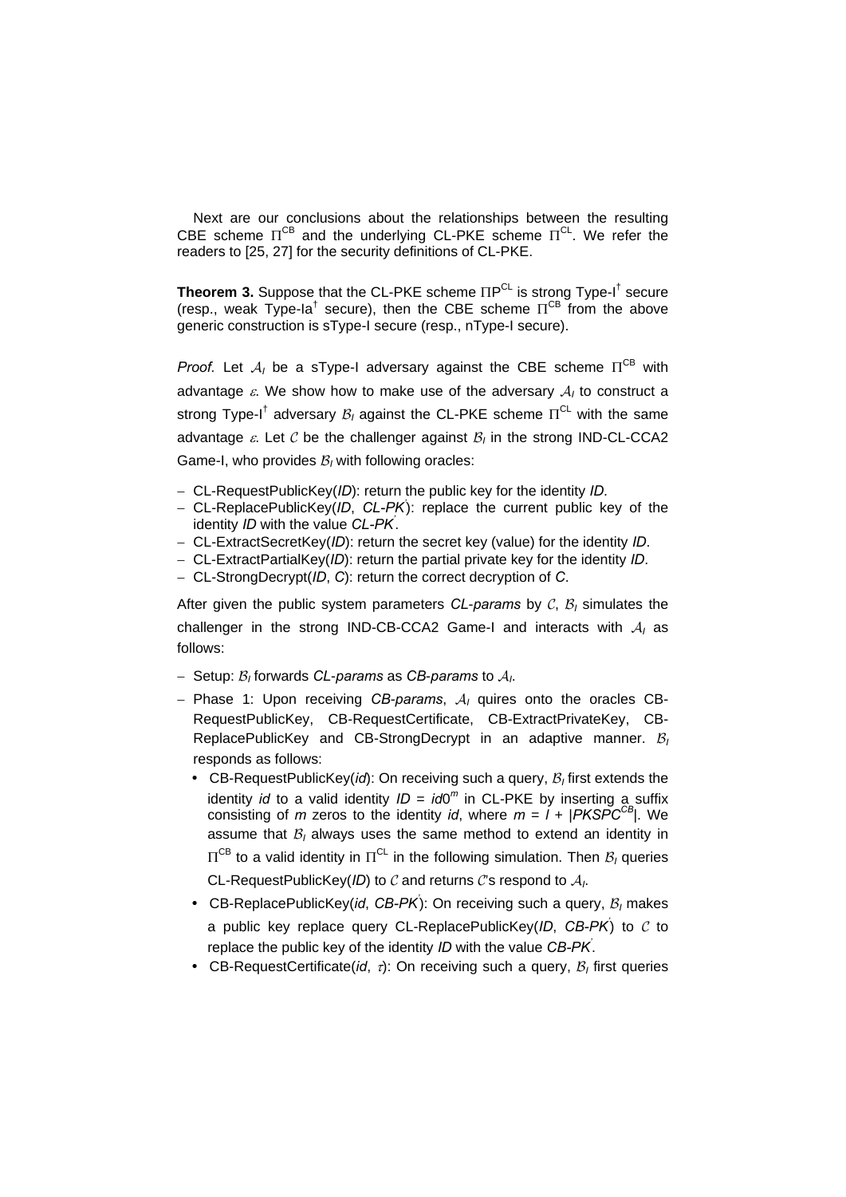Next are our conclusions about the relationships between the resulting CBE scheme $\Pi^{CB}$ and the underlying CL-PKE scheme $\Pi^{CL}$. We refer the readers to [25, 27] for the security definitions of CL-PKE.

**Theorem 3.** Suppose that the CL-PKE scheme $\Pi P^{CL}$ is strong Type-I$^{\dagger}$ secure (resp., weak Type-Ia$^{\dagger}$ secure), then the CBE scheme $\Pi^{CB}$ from the above generic construction is sType-I secure (resp., nType-I secure).

*Proof.* Let $\mathcal{A}_I$ be a sType-I adversary against the CBE scheme $\Pi^{CB}$ with advantage $\varepsilon$. We show how to make use of the adversary $\mathcal{A}_I$ to construct a strong Type-I$^{\dagger}$ adversary $\mathcal{B}_I$ against the CL-PKE scheme $\Pi^{CL}$ with the same advantage $\varepsilon$. Let $\mathcal{C}$ be the challenger against $\mathcal{B}_I$ in the strong IND-CL-CCA2 Game-I, who provides $\mathcal{B}_I$ with following oracles:

- CL-RequestPublicKey(*ID*): return the public key for the identity *ID*.
- CL-ReplacePublicKey(*ID*, *CL-PK*$'$): replace the current public key of the identity *ID* with the value *CL-PK*$'$.
- CL-ExtractSecretKey(*ID*): return the secret key (value) for the identity *ID*.
- CL-ExtractPartialKey(*ID*): return the partial private key for the identity *ID*.
- CL-StrongDecrypt(*ID*, *C*): return the correct decryption of *C*.

After given the public system parameters *CL-params* by $\mathcal{C}$, $\mathcal{B}_I$ simulates the challenger in the strong IND-CB-CCA2 Game-I and interacts with $\mathcal{A}_I$ as follows:

- Setup: $\mathcal{B}_I$ forwards *CL-params* as *CB-params* to $\mathcal{A}_I$.
- Phase 1: Upon receiving *CB-params*, $\mathcal{A}_I$ quires onto the oracles CB-RequestPublicKey, CB-RequestCertificate, CB-ExtractPrivateKey, CB-ReplacePublicKey and CB-StrongDecrypt in an adaptive manner. $\mathcal{B}_I$ responds as follows:
  - CB-RequestPublicKey(*id*): On receiving such a query, $\mathcal{B}_I$ first extends the identity *id* to a valid identity $ID = id0^m$ in CL-PKE by inserting a suffix consisting of $m$ zeros to the identity *id*, where $m = l + |PKSPC^{CB}|$. We assume that $\mathcal{B}_I$ always uses the same method to extend an identity in $\Pi^{CB}$ to a valid identity in $\Pi^{CL}$ in the following simulation. Then $\mathcal{B}_I$ queries CL-RequestPublicKey(*ID*) to $\mathcal{C}$ and returns $\mathcal{C}$'s respond to $\mathcal{A}_I$.
  - CB-ReplacePublicKey(*id*, *CB-PK*$'$): On receiving such a query, $\mathcal{B}_I$ makes a public key replace query CL-ReplacePublicKey(*ID*, *CB-PK*$'$) to $\mathcal{C}$ to replace the public key of the identity *ID* with the value *CB-PK*$'$.
  - CB-RequestCertificate(*id*, $\tau$): On receiving such a query, $\mathcal{B}_I$ first queries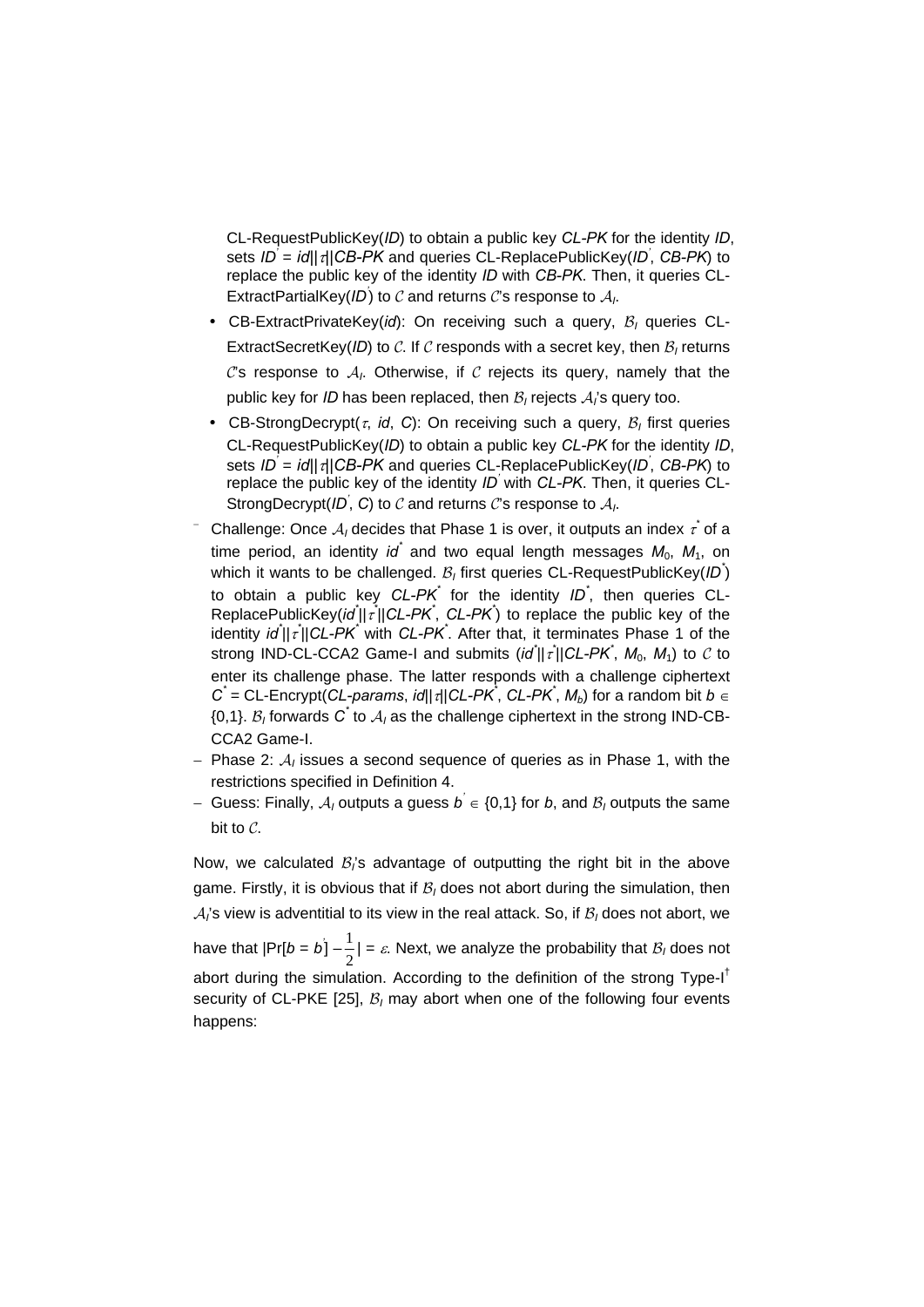CL-RequestPublicKey(*ID*) to obtain a public key *CL-PK* for the identity *ID*, sets $ID' = id||\tau||CB\text{-}PK$ and queries CL-ReplacePublicKey($ID'$, *CB-PK*) to replace the public key of the identity *ID* with *CB-PK*. Then, it queries CL-ExtractPartialKey($ID'$) to $\mathcal{C}$ and returns $\mathcal{C}$'s response to $\mathcal{A}_I$.

- CB-ExtractPrivateKey(*id*): On receiving such a query, $\mathcal{B}_I$ queries CL-ExtractSecretKey(*ID*) to $\mathcal{C}$. If $\mathcal{C}$ responds with a secret key, then $\mathcal{B}_I$ returns $\mathcal{C}$'s response to $\mathcal{A}_I$. Otherwise, if $\mathcal{C}$ rejects its query, namely that the public key for *ID* has been replaced, then $\mathcal{B}_I$ rejects $\mathcal{A}_I$'s query too.
- CB-StrongDecrypt($\tau$, *id*, *C*): On receiving such a query, $\mathcal{B}_I$ first queries CL-RequestPublicKey(*ID*) to obtain a public key *CL-PK* for the identity *ID*, sets $ID' = id||\tau||CB\text{-}PK$ and queries CL-ReplacePublicKey($ID'$, *CB-PK*) to replace the public key of the identity $ID'$ with *CL-PK*. Then, it queries CL-StrongDecrypt($ID'$, *C*) to $\mathcal{C}$ and returns $\mathcal{C}$'s response to $\mathcal{A}_I$.

– Challenge: Once $\mathcal{A}_I$ decides that Phase 1 is over, it outputs an index $\tau^*$ of a time period, an identity $id^*$ and two equal length messages $M_0$, $M_1$, on which it wants to be challenged. $\mathcal{B}_I$ first queries CL-RequestPublicKey($ID^*$) to obtain a public key $CL\text{-}PK^*$ for the identity $ID^*$, then queries CL-ReplacePublicKey($id^*||\tau^*||CL\text{-}PK^*$, $CL\text{-}PK^*$) to replace the public key of the identity $id^*||\tau^*||CL\text{-}PK^*$ with $CL\text{-}PK^*$. After that, it terminates Phase 1 of the strong IND-CL-CCA2 Game-I and submits ($id^*||\tau^*||CL\text{-}PK^*$, $M_0$, $M_1$) to $\mathcal{C}$ to enter its challenge phase. The latter responds with a challenge ciphertext $C^*$ = CL-Encrypt(*CL-params*, $id||\tau||CL\text{-}PK^*$, $CL\text{-}PK^*$, $M_b$) for a random bit $b \in \{0,1\}$. $\mathcal{B}_I$ forwards $C^*$ to $\mathcal{A}_I$ as the challenge ciphertext in the strong IND-CB-CCA2 Game-I.

– Phase 2: $\mathcal{A}_I$ issues a second sequence of queries as in Phase 1, with the restrictions specified in Definition 4.

– Guess: Finally, $\mathcal{A}_I$ outputs a guess $b' \in \{0,1\}$ for *b*, and $\mathcal{B}_I$ outputs the same bit to $\mathcal{C}$.

Now, we calculated $\mathcal{B}_I$'s advantage of outputting the right bit in the above game. Firstly, it is obvious that if $\mathcal{B}_I$ does not abort during the simulation, then $\mathcal{A}_I$'s view is adventitial to its view in the real attack. So, if $\mathcal{B}_I$ does not abort, we have that $|\Pr[b = b'] - \frac{1}{2}| = \varepsilon$. Next, we analyze the probability that $\mathcal{B}_I$ does not abort during the simulation. According to the definition of the strong Type-I[†] security of CL-PKE [25], $\mathcal{B}_I$ may abort when one of the following four events happens: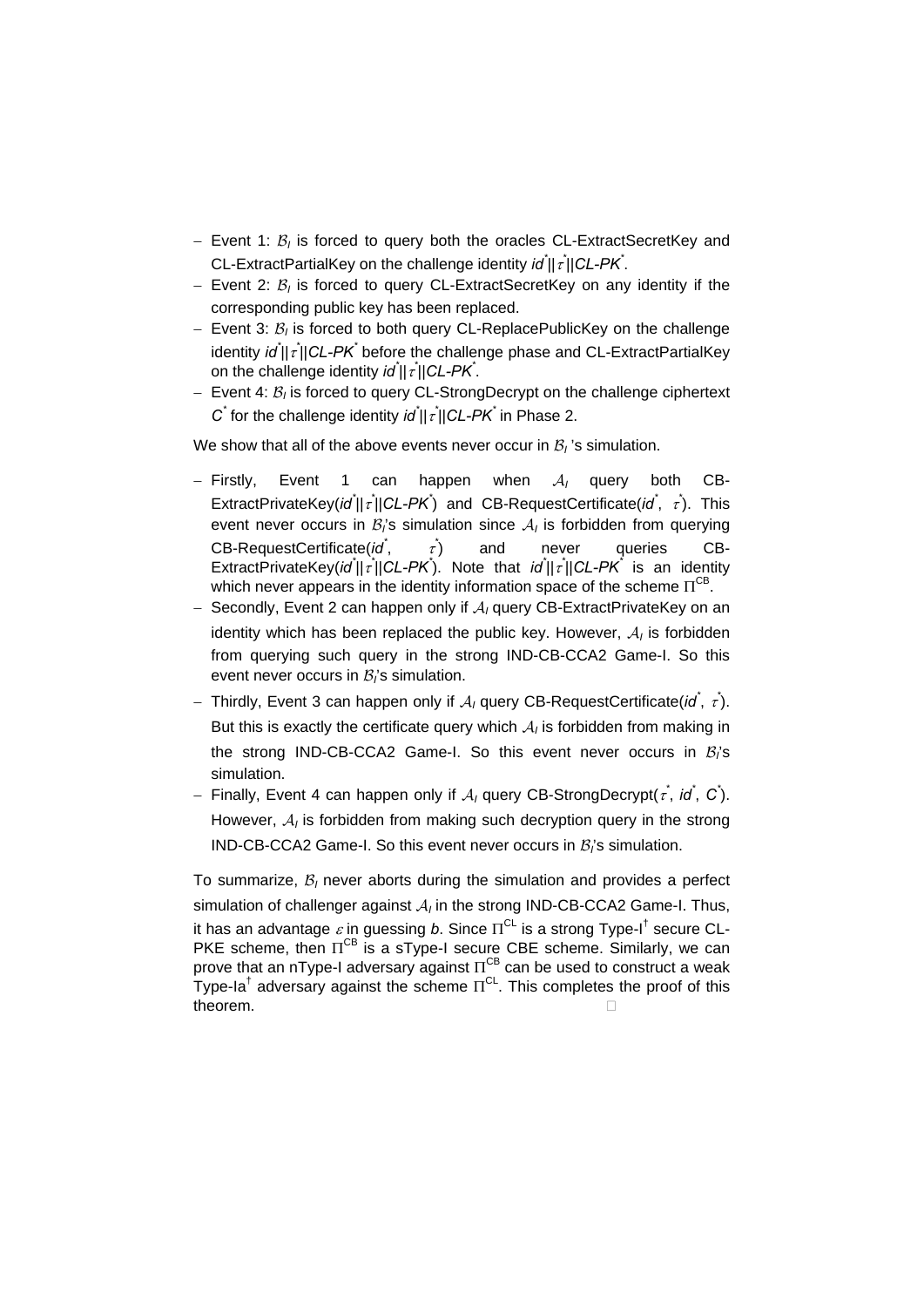- Event 1: $\mathcal{B}_I$ is forced to query both the oracles CL-ExtractSecretKey and CL-ExtractPartialKey on the challenge identity $id^*||\tau^*||CL\text{-}PK^*$.
- Event 2: $\mathcal{B}_I$ is forced to query CL-ExtractSecretKey on any identity if the corresponding public key has been replaced.
- Event 3: $\mathcal{B}_I$ is forced to both query CL-ReplacePublicKey on the challenge identity $id^*||\tau^*||CL\text{-}PK^*$ before the challenge phase and CL-ExtractPartialKey on the challenge identity $id^*||\tau^*||CL\text{-}PK^*$.
- Event 4: $\mathcal{B}_I$ is forced to query CL-StrongDecrypt on the challenge ciphertext $C^*$ for the challenge identity $id^*||\tau^*||CL\text{-}PK^*$ in Phase 2.

We show that all of the above events never occur in $\mathcal{B}_I$ 's simulation.

- Firstly, Event 1 can happen when $\mathcal{A}_I$ query both CB-ExtractPrivateKey($id^*||\tau^*||CL\text{-}PK^*$) and CB-RequestCertificate($id^*$, $\tau^*$). This event never occurs in $\mathcal{B}_I$'s simulation since $\mathcal{A}_I$ is forbidden from querying CB-RequestCertificate($id^*$, $\tau^*$) and never queries CB-ExtractPrivateKey($id^*||\tau^*||CL\text{-}PK^*$). Note that $id^*||\tau^*||CL\text{-}PK^*$ is an identity which never appears in the identity information space of the scheme $\Pi^{CB}$.
- Secondly, Event 2 can happen only if $\mathcal{A}_I$ query CB-ExtractPrivateKey on an identity which has been replaced the public key. However, $\mathcal{A}_I$ is forbidden from querying such query in the strong IND-CB-CCA2 Game-I. So this event never occurs in $\mathcal{B}_I$'s simulation.
- Thirdly, Event 3 can happen only if $\mathcal{A}_I$ query CB-RequestCertificate($id^*$, $\tau^*$). But this is exactly the certificate query which $\mathcal{A}_I$ is forbidden from making in the strong IND-CB-CCA2 Game-I. So this event never occurs in $\mathcal{B}_I$'s simulation.
- Finally, Event 4 can happen only if $\mathcal{A}_I$ query CB-StrongDecrypt($\tau^*$, $id^*$, $C^*$). However, $\mathcal{A}_I$ is forbidden from making such decryption query in the strong IND-CB-CCA2 Game-I. So this event never occurs in $\mathcal{B}_I$'s simulation.

To summarize, $\mathcal{B}_I$ never aborts during the simulation and provides a perfect simulation of challenger against $\mathcal{A}_I$ in the strong IND-CB-CCA2 Game-I. Thus, it has an advantage $\varepsilon$ in guessing $b$. Since $\Pi^{CL}$ is a strong Type-I$^\dagger$ secure CL-PKE scheme, then $\Pi^{CB}$ is a sType-I secure CBE scheme. Similarly, we can prove that an nType-I adversary against $\Pi^{CB}$ can be used to construct a weak Type-Ia$^\dagger$ adversary against the scheme $\Pi^{CL}$. This completes the proof of this theorem. □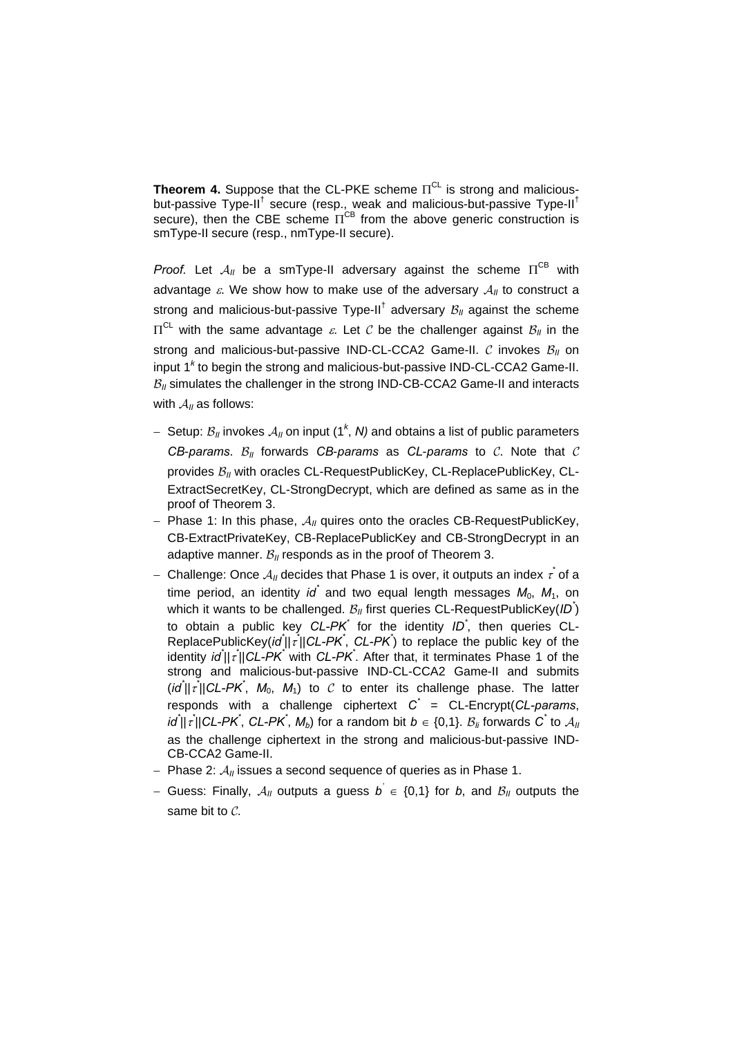**Theorem 4.** Suppose that the CL-PKE scheme $\Pi^{CL}$ is strong and malicious-but-passive Type-II$^{\dagger}$ secure (resp., weak and malicious-but-passive Type-II$^{\dagger}$ secure), then the CBE scheme $\Pi^{CB}$ from the above generic construction is smType-II secure (resp., nmType-II secure).

*Proof.* Let $\mathcal{A}_{II}$ be a smType-II adversary against the scheme $\Pi^{CB}$ with advantage $\varepsilon$. We show how to make use of the adversary $\mathcal{A}_{II}$ to construct a strong and malicious-but-passive Type-II$^{\dagger}$ adversary $\mathcal{B}_{II}$ against the scheme $\Pi^{CL}$ with the same advantage $\varepsilon$. Let $\mathcal{C}$ be the challenger against $\mathcal{B}_{II}$ in the strong and malicious-but-passive IND-CL-CCA2 Game-II. $\mathcal{C}$ invokes $\mathcal{B}_{II}$ on input $1^k$ to begin the strong and malicious-but-passive IND-CL-CCA2 Game-II. $\mathcal{B}_{II}$ simulates the challenger in the strong IND-CB-CCA2 Game-II and interacts with $\mathcal{A}_{II}$ as follows:

- Setup: $\mathcal{B}_{II}$ invokes $\mathcal{A}_{II}$ on input $(1^k, N)$ and obtains a list of public parameters *CB-params*. $\mathcal{B}_{II}$ forwards *CB-params* as *CL-params* to $\mathcal{C}$. Note that $\mathcal{C}$ provides $\mathcal{B}_{II}$ with oracles CL-RequestPublicKey, CL-ReplacePublicKey, CL-ExtractSecretKey, CL-StrongDecrypt, which are defined as same as in the proof of Theorem 3.
- Phase 1: In this phase, $\mathcal{A}_{II}$ quires onto the oracles CB-RequestPublicKey, CB-ExtractPrivateKey, CB-ReplacePublicKey and CB-StrongDecrypt in an adaptive manner. $\mathcal{B}_{II}$ responds as in the proof of Theorem 3.
- Challenge: Once $\mathcal{A}_{II}$ decides that Phase 1 is over, it outputs an index $\tau^*$ of a time period, an identity $id^*$ and two equal length messages $M_0$, $M_1$, on which it wants to be challenged. $\mathcal{B}_{II}$ first queries CL-RequestPublicKey($ID^*$) to obtain a public key $CL\text{-}PK^*$ for the identity $ID^*$, then queries CL-ReplacePublicKey($id^*||\tau^*||CL\text{-}PK^*$, $CL\text{-}PK^*$) to replace the public key of the identity $id^*||\tau^*||CL\text{-}PK^*$ with $CL\text{-}PK^*$. After that, it terminates Phase 1 of the strong and malicious-but-passive IND-CL-CCA2 Game-II and submits ($id^*||\tau^*||CL\text{-}PK^*$, $M_0$, $M_1$) to $\mathcal{C}$ to enter its challenge phase. The latter responds with a challenge ciphertext $C^*$ = CL-Encrypt(*CL-params*, $id^*||\tau^*||CL\text{-}PK^*$, $CL\text{-}PK^*$, $M_b$) for a random bit $b \in \{0,1\}$. $\mathcal{B}_{II}$ forwards $C^*$ to $\mathcal{A}_{II}$ as the challenge ciphertext in the strong and malicious-but-passive IND-CB-CCA2 Game-II.
- Phase 2: $\mathcal{A}_{II}$ issues a second sequence of queries as in Phase 1.
- Guess: Finally, $\mathcal{A}_{II}$ outputs a guess $b' \in \{0,1\}$ for $b$, and $\mathcal{B}_{II}$ outputs the same bit to $\mathcal{C}$.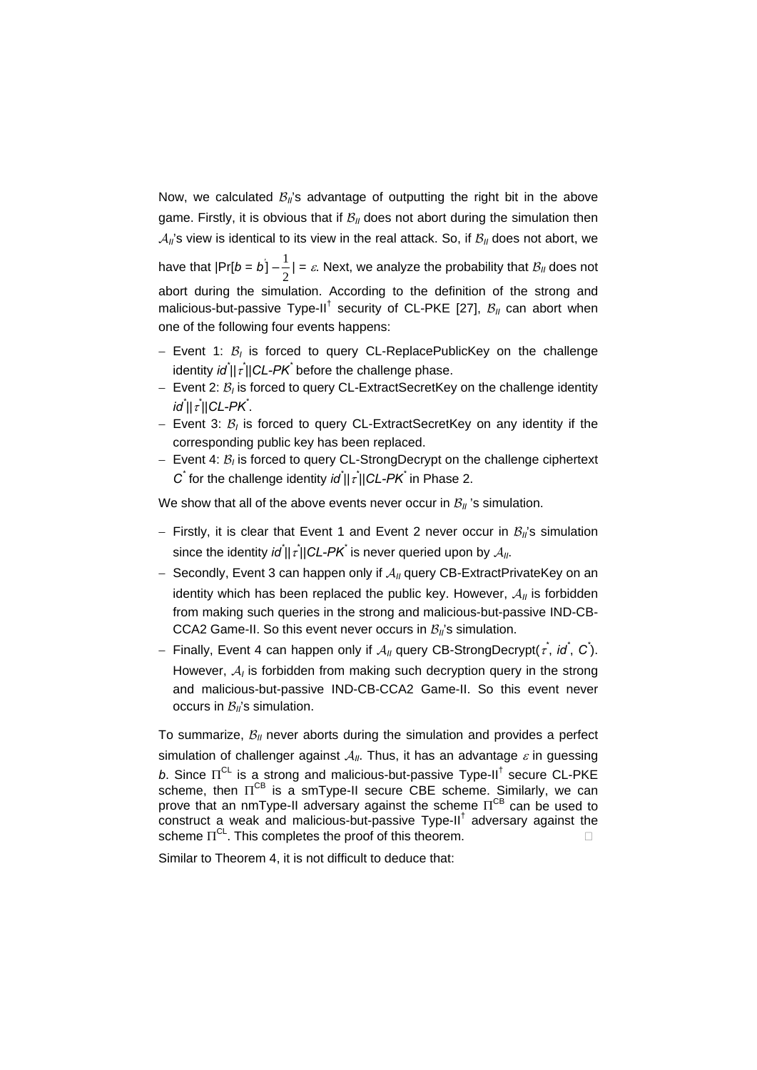Now, we calculated $\mathcal{B}_{II}$'s advantage of outputting the right bit in the above game. Firstly, it is obvious that if $\mathcal{B}_{II}$ does not abort during the simulation then $\mathcal{A}_{II}$'s view is identical to its view in the real attack. So, if $\mathcal{B}_{II}$ does not abort, we have that $|\Pr[b = b'] - \frac{1}{2}| = \varepsilon$. Next, we analyze the probability that $\mathcal{B}_{II}$ does not abort during the simulation. According to the definition of the strong and malicious-but-passive Type-II$^{\dagger}$ security of CL-PKE [27], $\mathcal{B}_{II}$ can abort when one of the following four events happens:

- Event 1: $\mathcal{B}_{I}$ is forced to query CL-ReplacePublicKey on the challenge identity $id^*||\tau^*||CL\text{-}PK^*$ before the challenge phase.
- Event 2: $\mathcal{B}_{I}$ is forced to query CL-ExtractSecretKey on the challenge identity $id^*||\tau^*||CL\text{-}PK^*$.
- Event 3: $\mathcal{B}_{I}$ is forced to query CL-ExtractSecretKey on any identity if the corresponding public key has been replaced.
- Event 4: $\mathcal{B}_{I}$ is forced to query CL-StrongDecrypt on the challenge ciphertext $C^*$ for the challenge identity $id^*||\tau^*||CL\text{-}PK^*$ in Phase 2.

We show that all of the above events never occur in $\mathcal{B}_{II}$ 's simulation.

- Firstly, it is clear that Event 1 and Event 2 never occur in $\mathcal{B}_{II}$'s simulation since the identity $id^*||\tau^*||CL\text{-}PK^*$ is never queried upon by $\mathcal{A}_{II}$.
- Secondly, Event 3 can happen only if $\mathcal{A}_{II}$ query CB-ExtractPrivateKey on an identity which has been replaced the public key. However, $\mathcal{A}_{II}$ is forbidden from making such queries in the strong and malicious-but-passive IND-CB-CCA2 Game-II. So this event never occurs in $\mathcal{B}_{II}$'s simulation.
- Finally, Event 4 can happen only if $\mathcal{A}_{II}$ query CB-StrongDecrypt($\tau^*$, $id^*$, $C^*$). However, $\mathcal{A}_{I}$ is forbidden from making such decryption query in the strong and malicious-but-passive IND-CB-CCA2 Game-II. So this event never occurs in $\mathcal{B}_{II}$'s simulation.

To summarize, $\mathcal{B}_{II}$ never aborts during the simulation and provides a perfect simulation of challenger against $\mathcal{A}_{II}$. Thus, it has an advantage $\varepsilon$ in guessing $b$. Since $\Pi^{CL}$ is a strong and malicious-but-passive Type-II$^{\dagger}$ secure CL-PKE scheme, then $\Pi^{CB}$ is a smType-II secure CBE scheme. Similarly, we can prove that an nmType-II adversary against the scheme $\Pi^{CB}$ can be used to construct a weak and malicious-but-passive Type-II$^{\dagger}$ adversary against the scheme $\Pi^{CL}$. This completes the proof of this theorem. □

Similar to Theorem 4, it is not difficult to deduce that: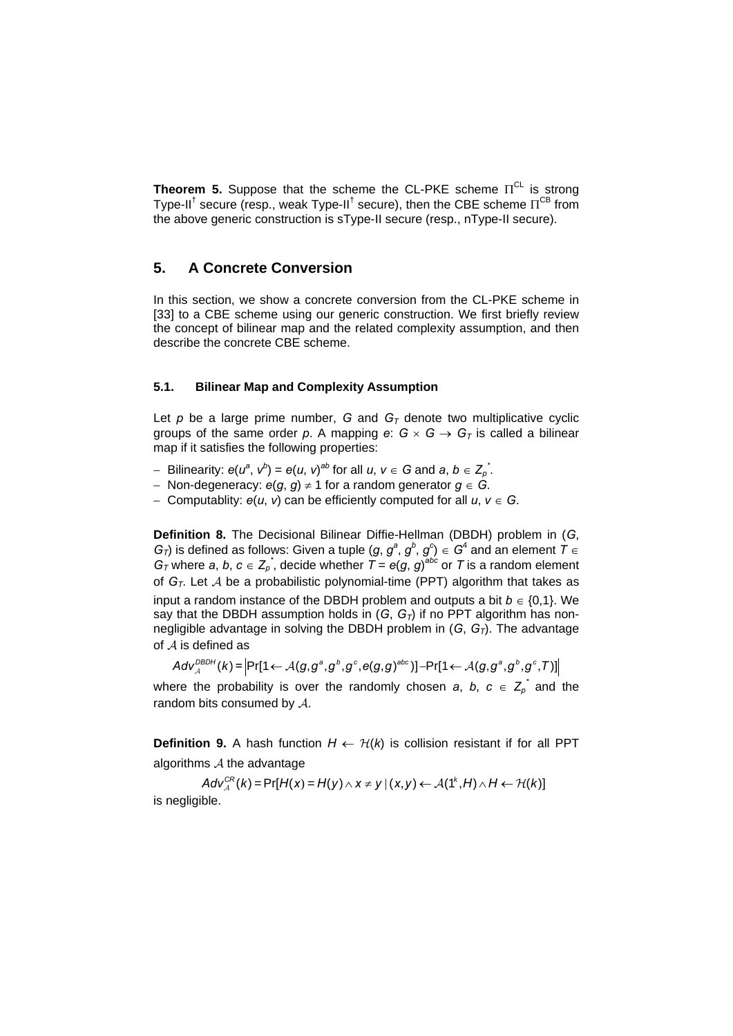**Theorem 5.** Suppose that the scheme the CL-PKE scheme $\Pi^{CL}$ is strong Type-II$^{\dagger}$ secure (resp., weak Type-II$^{\dagger}$ secure), then the CBE scheme $\Pi^{CB}$ from the above generic construction is sType-II secure (resp., nType-II secure).

## 5. A Concrete Conversion

In this section, we show a concrete conversion from the CL-PKE scheme in [33] to a CBE scheme using our generic construction. We first briefly review the concept of bilinear map and the related complexity assumption, and then describe the concrete CBE scheme.

### 5.1. Bilinear Map and Complexity Assumption

Let $p$ be a large prime number, $G$ and $G_T$ denote two multiplicative cyclic groups of the same order $p$. A mapping $e$: $G \times G \rightarrow G_T$ is called a bilinear map if it satisfies the following properties:

- Bilinearity: $e(u^a, v^b) = e(u, v)^{ab}$ for all $u, v \in G$ and $a, b \in Z_p^*$.
- Non-degeneracy: $e(g, g) \neq 1$ for a random generator $g \in G$.
- Computablity: $e(u, v)$ can be efficiently computed for all $u, v \in G$.

**Definition 8.** The Decisional Bilinear Diffie-Hellman (DBDH) problem in ($G$, $G_T$) is defined as follows: Given a tuple $(g, g^a, g^b, g^c) \in G^4$ and an element $T \in G_T$ where $a, b, c \in Z_p^*$, decide whether $T = e(g, g)^{abc}$ or $T$ is a random element of $G_T$. Let $\mathcal{A}$ be a probabilistic polynomial-time (PPT) algorithm that takes as input a random instance of the DBDH problem and outputs a bit $b \in \{0,1\}$. We say that the DBDH assumption holds in ($G$, $G_T$) if no PPT algorithm has non-negligible advantage in solving the DBDH problem in ($G$, $G_T$). The advantage of $\mathcal{A}$ is defined as

$$Adv_{\mathcal{A}}^{DBDH}(k) = \left|\Pr[1 \leftarrow \mathcal{A}(g, g^a, g^b, g^c, e(g,g)^{abc})] - \Pr[1 \leftarrow \mathcal{A}(g, g^a, g^b, g^c, T)]\right|$$

where the probability is over the randomly chosen $a$, $b$, $c \in Z_p^*$ and the random bits consumed by $\mathcal{A}$.

**Definition 9.** A hash function $H \leftarrow \mathcal{H}(k)$ is collision resistant if for all PPT algorithms $\mathcal{A}$ the advantage

$$Adv_{\mathcal{A}}^{CR}(k) = \Pr[H(x) = H(y) \wedge x \neq y \mid (x, y) \leftarrow \mathcal{A}(1^k, H) \wedge H \leftarrow \mathcal{H}(k)]$$

is negligible.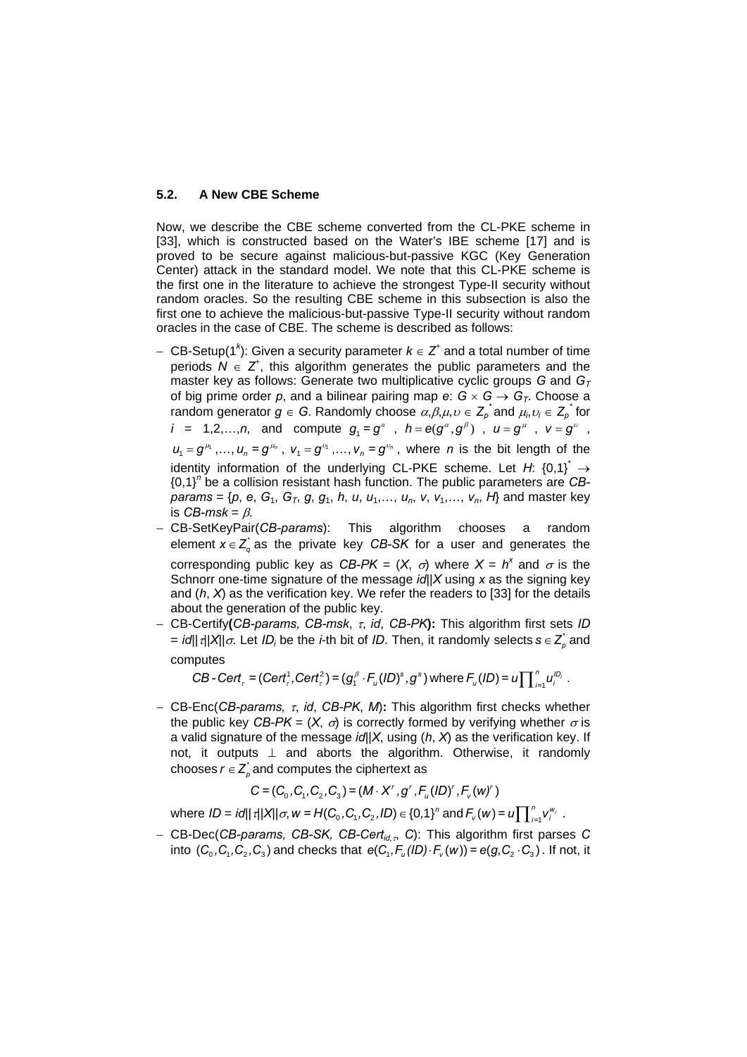### 5.2. A New CBE Scheme

Now, we describe the CBE scheme converted from the CL-PKE scheme in [33], which is constructed based on the Water's IBE scheme [17] and is proved to be secure against malicious-but-passive KGC (Key Generation Center) attack in the standard model. We note that this CL-PKE scheme is the first one in the literature to achieve the strongest Type-II security without random oracles. So the resulting CBE scheme in this subsection is also the first one to achieve the malicious-but-passive Type-II security without random oracles in the case of CBE. The scheme is described as follows:

- CB-Setup($1^k$): Given a security parameter $k \in Z^+$ and a total number of time periods $N \in Z^+$, this algorithm generates the public parameters and the master key as follows: Generate two multiplicative cyclic groups $G$ and $G_T$ of big prime order $p$, and a bilinear pairing map $e$: $G \times G \rightarrow G_T$. Choose a random generator $g \in G$. Randomly choose $\alpha, \beta, \mu, \upsilon \in Z_p^*$ and $\mu_i, \upsilon_i \in Z_p^*$ for $i = 1,2,\ldots,n$, and compute $g_1 = g^{\alpha}$, $h = e(g^{\alpha}, g^{\beta})$, $u = g^{\mu}$, $v = g^{\upsilon}$, $u_1 = g^{\mu_1}, \ldots, u_n = g^{\mu_n}$, $v_1 = g^{\upsilon_1}, \ldots, v_n = g^{\upsilon_n}$, where $n$ is the bit length of the identity information of the underlying CL-PKE scheme. Let $H$: $\{0,1\}^* \rightarrow \{0,1\}^n$ be a collision resistant hash function. The public parameters are *CB-params* = $\{p, e, G_1, G_T, g, g_1, h, u, u_1,\ldots, u_n, v, v_1,\ldots, v_n, H\}$ and master key is *CB-msk* = $\beta$.
- CB-SetKeyPair(*CB-params*): This algorithm chooses a random element $x \in Z_q^*$ as the private key *CB-SK* for a user and generates the corresponding public key as *CB-PK* = $(X, \sigma)$ where $X = h^x$ and $\sigma$ is the Schnorr one-time signature of the message $id||X$ using $x$ as the signing key and $(h, X)$ as the verification key. We refer the readers to [33] for the details about the generation of the public key.
- CB-Certify(*CB-params, CB-msk*, $\tau$, *id*, *CB-PK*)**:** This algorithm first sets $ID = id||\tau||X||\sigma$. Let $ID_i$ be the $i$-th bit of $ID$. Then, it randomly selects $s \in Z_p^*$ and computes

  $$CB\text{-}Cert_{\tau} = (Cert_{\tau}^1, Cert_{\tau}^2) = (g_1^{\beta} \cdot F_u(ID)^s, g^s) \text{ where } F_u(ID) = u\prod_{i=1}^{n} u_i^{ID_i}.$$

- CB-Enc(*CB-params*, $\tau$, *id*, *CB-PK*, *M*)**:** This algorithm first checks whether the public key *CB-PK* = $(X, \sigma)$ is correctly formed by verifying whether $\sigma$ is a valid signature of the message $id||X$, using $(h, X)$ as the verification key. If not, it outputs $\perp$ and aborts the algorithm. Otherwise, it randomly chooses $r \in Z_p^*$ and computes the ciphertext as

  $$C = (C_0, C_1, C_2, C_3) = (M \cdot X^r, g^r, F_u(ID)^r, F_v(w)^r)$$

  where $ID = id||\tau||X||\sigma$, $w = H(C_0, C_1, C_2, ID) \in \{0,1\}^n$ and $F_v(w) = u\prod_{i=1}^{n} v_i^{w_i}$.
- CB-Dec(*CB-params, CB-SK, CB-Cert*$_{id,\tau}$, *C*): This algorithm first parses $C$ into $(C_0, C_1, C_2, C_3)$ and checks that $e(C_1, F_u(ID) \cdot F_v(w)) = e(g, C_2 \cdot C_3)$. If not, it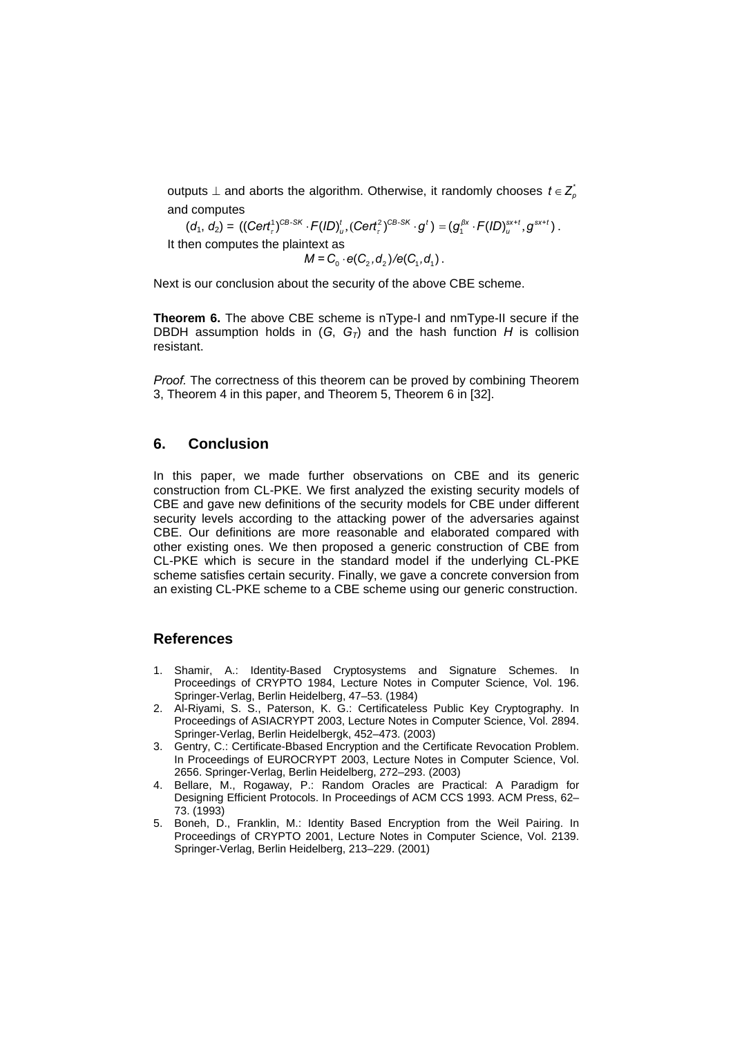outputs $\perp$ and aborts the algorithm. Otherwise, it randomly chooses $t \in Z_p^*$ and computes

$$(d_1, d_2) = ((Cert_\tau^1)^{CB\text{-}SK} \cdot F(ID)_u^t, (Cert_\tau^2)^{CB\text{-}SK} \cdot g^t) = (g_1^{\beta x} \cdot F(ID)_u^{sx+t}, g^{sx+t}).$$

It then computes the plaintext as

$$M = C_0 \cdot e(C_2, d_2)/e(C_1, d_1).$$

Next is our conclusion about the security of the above CBE scheme.

**Theorem 6.** The above CBE scheme is nType-I and nmType-II secure if the DBDH assumption holds in ($G$, $G_T$) and the hash function $H$ is collision resistant.

*Proof.* The correctness of this theorem can be proved by combining Theorem 3, Theorem 4 in this paper, and Theorem 5, Theorem 6 in [32].

## 6. Conclusion

In this paper, we made further observations on CBE and its generic construction from CL-PKE. We first analyzed the existing security models of CBE and gave new definitions of the security models for CBE under different security levels according to the attacking power of the adversaries against CBE. Our definitions are more reasonable and elaborated compared with other existing ones. We then proposed a generic construction of CBE from CL-PKE which is secure in the standard model if the underlying CL-PKE scheme satisfies certain security. Finally, we gave a concrete conversion from an existing CL-PKE scheme to a CBE scheme using our generic construction.

## References

1. Shamir, A.: Identity-Based Cryptosystems and Signature Schemes. In Proceedings of CRYPTO 1984, Lecture Notes in Computer Science, Vol. 196. Springer-Verlag, Berlin Heidelberg, 47–53. (1984)
2. Al-Riyami, S. S., Paterson, K. G.: Certificateless Public Key Cryptography. In Proceedings of ASIACRYPT 2003, Lecture Notes in Computer Science, Vol. 2894. Springer-Verlag, Berlin Heidelbergk, 452–473. (2003)
3. Gentry, C.: Certificate-Bbased Encryption and the Certificate Revocation Problem. In Proceedings of EUROCRYPT 2003, Lecture Notes in Computer Science, Vol. 2656. Springer-Verlag, Berlin Heidelberg, 272–293. (2003)
4. Bellare, M., Rogaway, P.: Random Oracles are Practical: A Paradigm for Designing Efficient Protocols. In Proceedings of ACM CCS 1993. ACM Press, 62–73. (1993)
5. Boneh, D., Franklin, M.: Identity Based Encryption from the Weil Pairing. In Proceedings of CRYPTO 2001, Lecture Notes in Computer Science, Vol. 2139. Springer-Verlag, Berlin Heidelberg, 213–229. (2001)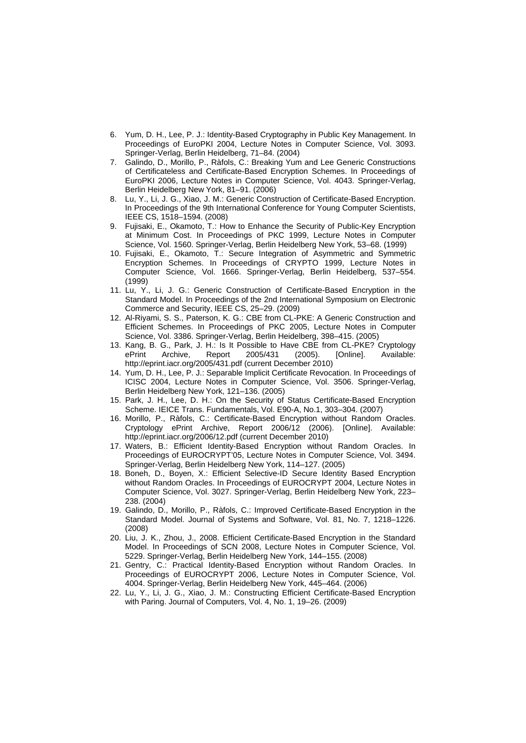6. Yum, D. H., Lee, P. J.: Identity-Based Cryptography in Public Key Management. In Proceedings of EuroPKI 2004, Lecture Notes in Computer Science, Vol. 3093. Springer-Verlag, Berlin Heidelberg, 71–84. (2004)
7. Galindo, D., Morillo, P., Ràfols, C.: Breaking Yum and Lee Generic Constructions of Certificateless and Certificate-Based Encryption Schemes. In Proceedings of EuroPKI 2006, Lecture Notes in Computer Science, Vol. 4043. Springer-Verlag, Berlin Heidelberg New York, 81–91. (2006)
8. Lu, Y., Li, J. G., Xiao, J. M.: Generic Construction of Certificate-Based Encryption. In Proceedings of the 9th International Conference for Young Computer Scientists, IEEE CS, 1518–1594. (2008)
9. Fujisaki, E., Okamoto, T.: How to Enhance the Security of Public-Key Encryption at Minimum Cost. In Proceedings of PKC 1999, Lecture Notes in Computer Science, Vol. 1560. Springer-Verlag, Berlin Heidelberg New York, 53–68. (1999)
10. Fujisaki, E., Okamoto, T.: Secure Integration of Asymmetric and Symmetric Encryption Schemes. In Proceedings of CRYPTO 1999, Lecture Notes in Computer Science, Vol. 1666. Springer-Verlag, Berlin Heidelberg, 537–554. (1999)
11. Lu, Y., Li, J. G.: Generic Construction of Certificate-Based Encryption in the Standard Model. In Proceedings of the 2nd International Symposium on Electronic Commerce and Security, IEEE CS, 25–29. (2009)
12. Al-Riyami, S. S., Paterson, K. G.: CBE from CL-PKE: A Generic Construction and Efficient Schemes. In Proceedings of PKC 2005, Lecture Notes in Computer Science, Vol. 3386. Springer-Verlag, Berlin Heidelberg, 398–415. (2005)
13. Kang, B. G., Park, J. H.: Is It Possible to Have CBE from CL-PKE? Cryptology ePrint Archive, Report 2005/431 (2005). [Online]. Available: http://eprint.iacr.org/2005/431.pdf (current December 2010)
14. Yum, D. H., Lee, P. J.: Separable Implicit Certificate Revocation. In Proceedings of ICISC 2004, Lecture Notes in Computer Science, Vol. 3506. Springer-Verlag, Berlin Heidelberg New York, 121–136. (2005)
15. Park, J. H., Lee, D. H.: On the Security of Status Certificate-Based Encryption Scheme. IEICE Trans. Fundamentals, Vol. E90-A, No.1, 303–304. (2007)
16. Morillo, P., Ràfols, C.: Certificate-Based Encryption without Random Oracles. Cryptology ePrint Archive, Report 2006/12 (2006). [Online]. Available: http://eprint.iacr.org/2006/12.pdf (current December 2010)
17. Waters, B.: Efficient Identity-Based Encryption without Random Oracles. In Proceedings of EUROCRYPT'05, Lecture Notes in Computer Science, Vol. 3494. Springer-Verlag, Berlin Heidelberg New York, 114–127. (2005)
18. Boneh, D., Boyen, X.: Efficient Selective-ID Secure Identity Based Encryption without Random Oracles. In Proceedings of EUROCRYPT 2004, Lecture Notes in Computer Science, Vol. 3027. Springer-Verlag, Berlin Heidelberg New York, 223–238. (2004)
19. Galindo, D., Morillo, P., Ràfols, C.: Improved Certificate-Based Encryption in the Standard Model. Journal of Systems and Software, Vol. 81, No. 7, 1218–1226. (2008)
20. Liu, J. K., Zhou, J., 2008. Efficient Certificate-Based Encryption in the Standard Model. In Proceedings of SCN 2008, Lecture Notes in Computer Science, Vol. 5229. Springer-Verlag, Berlin Heidelberg New York, 144–155. (2008)
21. Gentry, C.: Practical Identity-Based Encryption without Random Oracles. In Proceedings of EUROCRYPT 2006, Lecture Notes in Computer Science, Vol. 4004. Springer-Verlag, Berlin Heidelberg New York, 445–464. (2006)
22. Lu, Y., Li, J. G., Xiao, J. M.: Constructing Efficient Certificate-Based Encryption with Paring. Journal of Computers, Vol. 4, No. 1, 19–26. (2009)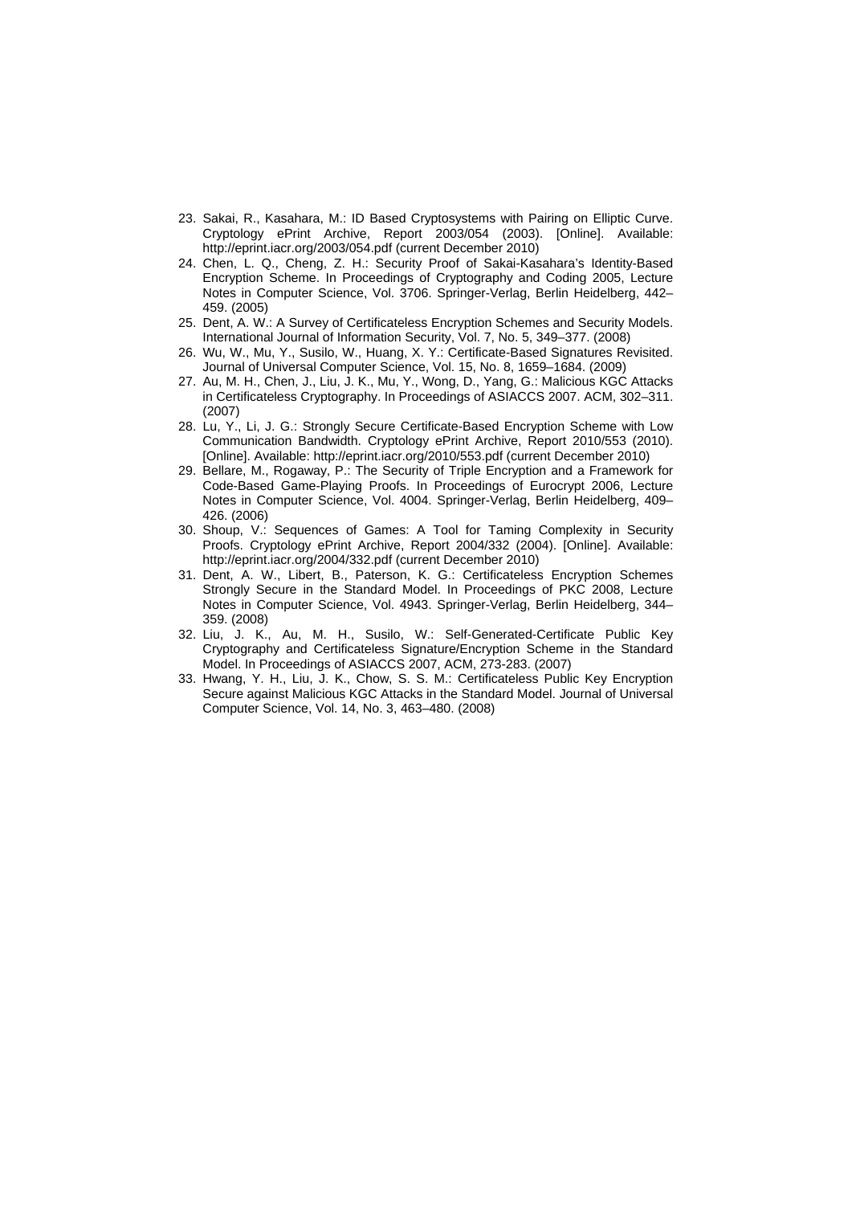23. Sakai, R., Kasahara, M.: ID Based Cryptosystems with Pairing on Elliptic Curve. Cryptology ePrint Archive, Report 2003/054 (2003). [Online]. Available: http://eprint.iacr.org/2003/054.pdf (current December 2010)
24. Chen, L. Q., Cheng, Z. H.: Security Proof of Sakai-Kasahara's Identity-Based Encryption Scheme. In Proceedings of Cryptography and Coding 2005, Lecture Notes in Computer Science, Vol. 3706. Springer-Verlag, Berlin Heidelberg, 442–459. (2005)
25. Dent, A. W.: A Survey of Certificateless Encryption Schemes and Security Models. International Journal of Information Security, Vol. 7, No. 5, 349–377. (2008)
26. Wu, W., Mu, Y., Susilo, W., Huang, X. Y.: Certificate-Based Signatures Revisited. Journal of Universal Computer Science, Vol. 15, No. 8, 1659–1684. (2009)
27. Au, M. H., Chen, J., Liu, J. K., Mu, Y., Wong, D., Yang, G.: Malicious KGC Attacks in Certificateless Cryptography. In Proceedings of ASIACCS 2007. ACM, 302–311. (2007)
28. Lu, Y., Li, J. G.: Strongly Secure Certificate-Based Encryption Scheme with Low Communication Bandwidth. Cryptology ePrint Archive, Report 2010/553 (2010). [Online]. Available: http://eprint.iacr.org/2010/553.pdf (current December 2010)
29. Bellare, M., Rogaway, P.: The Security of Triple Encryption and a Framework for Code-Based Game-Playing Proofs. In Proceedings of Eurocrypt 2006, Lecture Notes in Computer Science, Vol. 4004. Springer-Verlag, Berlin Heidelberg, 409–426. (2006)
30. Shoup, V.: Sequences of Games: A Tool for Taming Complexity in Security Proofs. Cryptology ePrint Archive, Report 2004/332 (2004). [Online]. Available: http://eprint.iacr.org/2004/332.pdf (current December 2010)
31. Dent, A. W., Libert, B., Paterson, K. G.: Certificateless Encryption Schemes Strongly Secure in the Standard Model. In Proceedings of PKC 2008, Lecture Notes in Computer Science, Vol. 4943. Springer-Verlag, Berlin Heidelberg, 344–359. (2008)
32. Liu, J. K., Au, M. H., Susilo, W.: Self-Generated-Certificate Public Key Cryptography and Certificateless Signature/Encryption Scheme in the Standard Model. In Proceedings of ASIACCS 2007, ACM, 273-283. (2007)
33. Hwang, Y. H., Liu, J. K., Chow, S. S. M.: Certificateless Public Key Encryption Secure against Malicious KGC Attacks in the Standard Model. Journal of Universal Computer Science, Vol. 14, No. 3, 463–480. (2008)